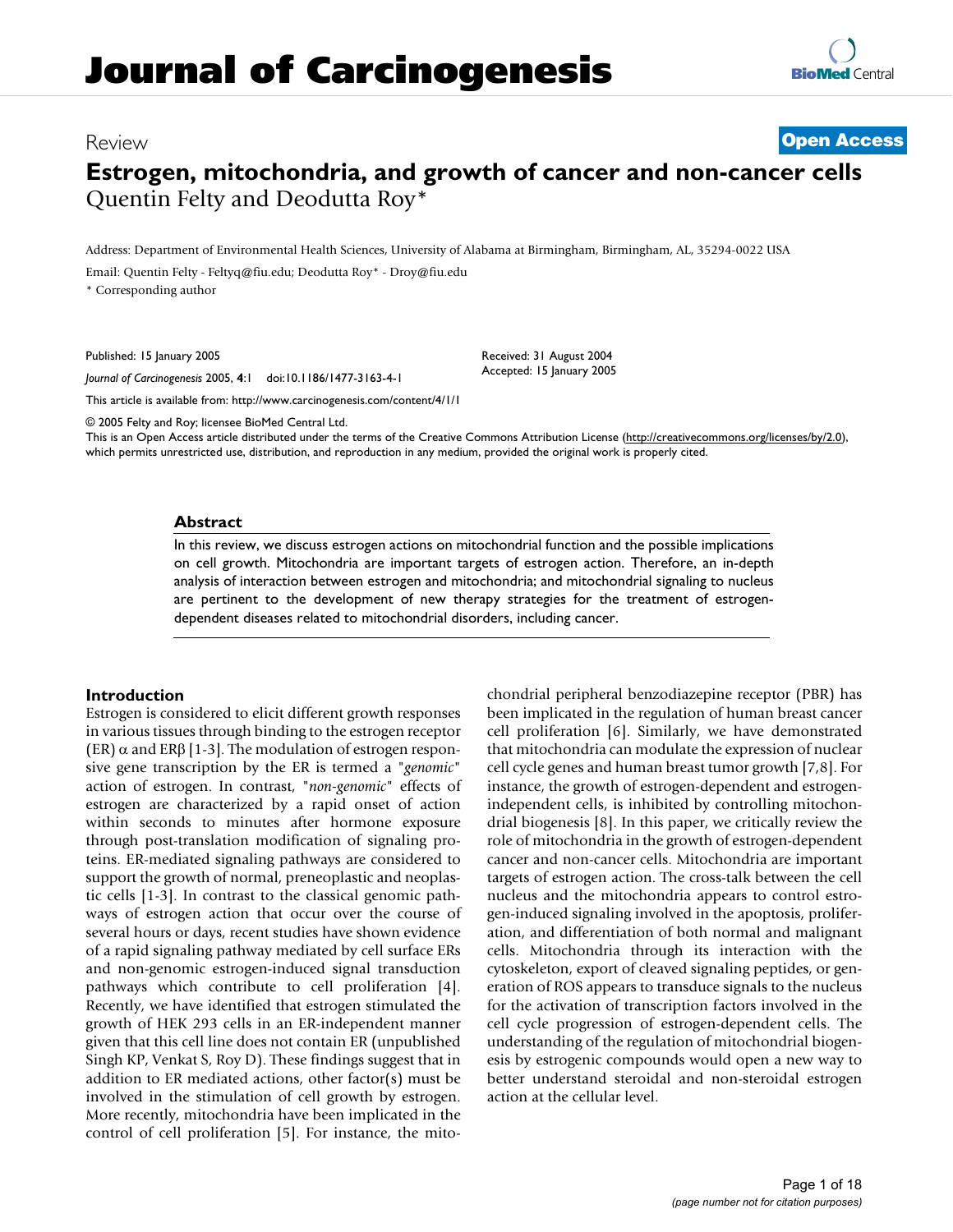# Journal of Carcinogenesis

Review

**Open Access**

## Estrogen, mitochondria, and growth of cancer and non-cancer cells

Quentin Felty and Deodutta Roy*

Address: Department of Environmental Health Sciences, University of Alabama at Birmingham, Birmingham, AL, 35294-0022 USA

Email: Quentin Felty - Feltyq@fiu.edu; Deodutta Roy* - Droy@fiu.edu

* Corresponding author

Published: 15 January 2005

*Journal of Carcinogenesis* 2005, **4**:1 doi:10.1186/1477-3163-4-1

Received: 31 August 2004
Accepted: 15 January 2005

This article is available from: http://www.carcinogenesis.com/content/4/1/1

© 2005 Felty and Roy; licensee BioMed Central Ltd.
This is an Open Access article distributed under the terms of the Creative Commons Attribution License (http://creativecommons.org/licenses/by/2.0), which permits unrestricted use, distribution, and reproduction in any medium, provided the original work is properly cited.

### Abstract

In this review, we discuss estrogen actions on mitochondrial function and the possible implications on cell growth. Mitochondria are important targets of estrogen action. Therefore, an in-depth analysis of interaction between estrogen and mitochondria; and mitochondrial signaling to nucleus are pertinent to the development of new therapy strategies for the treatment of estrogen-dependent diseases related to mitochondrial disorders, including cancer.

### Introduction

Estrogen is considered to elicit different growth responses in various tissues through binding to the estrogen receptor (ER) α and ERβ [1-3]. The modulation of estrogen responsive gene transcription by the ER is termed a "*genomic*" action of estrogen. In contrast, "*non-genomic*" effects of estrogen are characterized by a rapid onset of action within seconds to minutes after hormone exposure through post-translation modification of signaling proteins. ER-mediated signaling pathways are considered to support the growth of normal, preneoplastic and neoplastic cells [1-3]. In contrast to the classical genomic pathways of estrogen action that occur over the course of several hours or days, recent studies have shown evidence of a rapid signaling pathway mediated by cell surface ERs and non-genomic estrogen-induced signal transduction pathways which contribute to cell proliferation [4]. Recently, we have identified that estrogen stimulated the growth of HEK 293 cells in an ER-independent manner given that this cell line does not contain ER (unpublished Singh KP, Venkat S, Roy D). These findings suggest that in addition to ER mediated actions, other factor(s) must be involved in the stimulation of cell growth by estrogen. More recently, mitochondria have been implicated in the control of cell proliferation [5]. For instance, the mitochondrial peripheral benzodiazepine receptor (PBR) has been implicated in the regulation of human breast cancer cell proliferation [6]. Similarly, we have demonstrated that mitochondria can modulate the expression of nuclear cell cycle genes and human breast tumor growth [7,8]. For instance, the growth of estrogen-dependent and estrogen-independent cells, is inhibited by controlling mitochondrial biogenesis [8]. In this paper, we critically review the role of mitochondria in the growth of estrogen-dependent cancer and non-cancer cells. Mitochondria are important targets of estrogen action. The cross-talk between the cell nucleus and the mitochondria appears to control estrogen-induced signaling involved in the apoptosis, proliferation, and differentiation of both normal and malignant cells. Mitochondria through its interaction with the cytoskeleton, export of cleaved signaling peptides, or generation of ROS appears to transduce signals to the nucleus for the activation of transcription factors involved in the cell cycle progression of estrogen-dependent cells. The understanding of the regulation of mitochondrial biogenesis by estrogenic compounds would open a new way to better understand steroidal and non-steroidal estrogen action at the cellular level.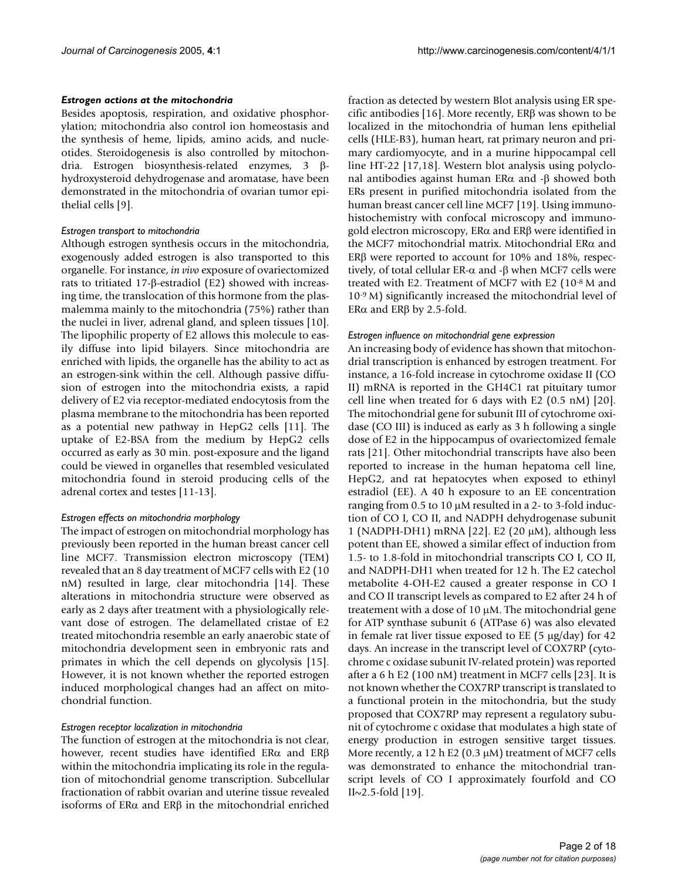### *Estrogen actions at the mitochondria*

Besides apoptosis, respiration, and oxidative phosphorylation; mitochondria also control ion homeostasis and the synthesis of heme, lipids, amino acids, and nucleotides. Steroidogenesis is also controlled by mitochondria. Estrogen biosynthesis-related enzymes, 3 β-hydroxysteroid dehydrogenase and aromatase, have been demonstrated in the mitochondria of ovarian tumor epithelial cells [9].

#### *Estrogen transport to mitochondria*

Although estrogen synthesis occurs in the mitochondria, exogenously added estrogen is also transported to this organelle. For instance, *in vivo* exposure of ovariectomized rats to tritiated 17-β-estradiol (E2) showed with increasing time, the translocation of this hormone from the plasmalemma mainly to the mitochondria (75%) rather than the nuclei in liver, adrenal gland, and spleen tissues [10]. The lipophilic property of E2 allows this molecule to easily diffuse into lipid bilayers. Since mitochondria are enriched with lipids, the organelle has the ability to act as an estrogen-sink within the cell. Although passive diffusion of estrogen into the mitochondria exists, a rapid delivery of E2 via receptor-mediated endocytosis from the plasma membrane to the mitochondria has been reported as a potential new pathway in HepG2 cells [11]. The uptake of E2-BSA from the medium by HepG2 cells occurred as early as 30 min. post-exposure and the ligand could be viewed in organelles that resembled vesiculated mitochondria found in steroid producing cells of the adrenal cortex and testes [11-13].

#### *Estrogen effects on mitochondria morphology*

The impact of estrogen on mitochondrial morphology has previously been reported in the human breast cancer cell line MCF7. Transmission electron microscopy (TEM) revealed that an 8 day treatment of MCF7 cells with E2 (10 nM) resulted in large, clear mitochondria [14]. These alterations in mitochondria structure were observed as early as 2 days after treatment with a physiologically relevant dose of estrogen. The delamellated cristae of E2 treated mitochondria resemble an early anaerobic state of mitochondria development seen in embryonic rats and primates in which the cell depends on glycolysis [15]. However, it is not known whether the reported estrogen induced morphological changes had an affect on mitochondrial function.

#### *Estrogen receptor localization in mitochondria*

The function of estrogen at the mitochondria is not clear, however, recent studies have identified ERα and ERβ within the mitochondria implicating its role in the regulation of mitochondrial genome transcription. Subcellular fractionation of rabbit ovarian and uterine tissue revealed isoforms of ERα and ERβ in the mitochondrial enriched fraction as detected by western Blot analysis using ER specific antibodies [16]. More recently, ERβ was shown to be localized in the mitochondria of human lens epithelial cells (HLE-B3), human heart, rat primary neuron and primary cardiomyocyte, and in a murine hippocampal cell line HT-22 [17,18]. Western blot analysis using polyclonal antibodies against human ERα and -β showed both ERs present in purified mitochondria isolated from the human breast cancer cell line MCF7 [19]. Using immunohistochemistry with confocal microscopy and immunogold electron microscopy, ERα and ERβ were identified in the MCF7 mitochondrial matrix. Mitochondrial ERα and ERβ were reported to account for 10% and 18%, respectively, of total cellular ER-α and -β when MCF7 cells were treated with E2. Treatment of MCF7 with E2 ($10^{-8}$ M and $10^{-9}$ M) significantly increased the mitochondrial level of ERα and ERβ by 2.5-fold.

#### *Estrogen influence on mitochondrial gene expression*

An increasing body of evidence has shown that mitochondrial transcription is enhanced by estrogen treatment. For instance, a 16-fold increase in cytochrome oxidase II (CO II) mRNA is reported in the GH4C1 rat pituitary tumor cell line when treated for 6 days with E2 (0.5 nM) [20]. The mitochondrial gene for subunit III of cytochrome oxidase (CO III) is induced as early as 3 h following a single dose of E2 in the hippocampus of ovariectomized female rats [21]. Other mitochondrial transcripts have also been reported to increase in the human hepatoma cell line, HepG2, and rat hepatocytes when exposed to ethinyl estradiol (EE). A 40 h exposure to an EE concentration ranging from 0.5 to 10 μM resulted in a 2- to 3-fold induction of CO I, CO II, and NADPH dehydrogenase subunit 1 (NADPH-DH1) mRNA [22]. E2 (20 μM), although less potent than EE, showed a similar effect of induction from 1.5- to 1.8-fold in mitochondrial transcripts CO I, CO II, and NADPH-DH1 when treated for 12 h. The E2 catechol metabolite 4-OH-E2 caused a greater response in CO I and CO II transcript levels as compared to E2 after 24 h of treatement with a dose of 10 μM. The mitochondrial gene for ATP synthase subunit 6 (ATPase 6) was also elevated in female rat liver tissue exposed to EE (5 μg/day) for 42 days. An increase in the transcript level of COX7RP (cytochrome c oxidase subunit IV-related protein) was reported after a 6 h E2 (100 nM) treatment in MCF7 cells [23]. It is not known whether the COX7RP transcript is translated to a functional protein in the mitochondria, but the study proposed that COX7RP may represent a regulatory subunit of cytochrome c oxidase that modulates a high state of energy production in estrogen sensitive target tissues. More recently, a 12 h E2 (0.3 μM) treatment of MCF7 cells was demonstrated to enhance the mitochondrial transcript levels of CO I approximately fourfold and CO II~2.5-fold [19].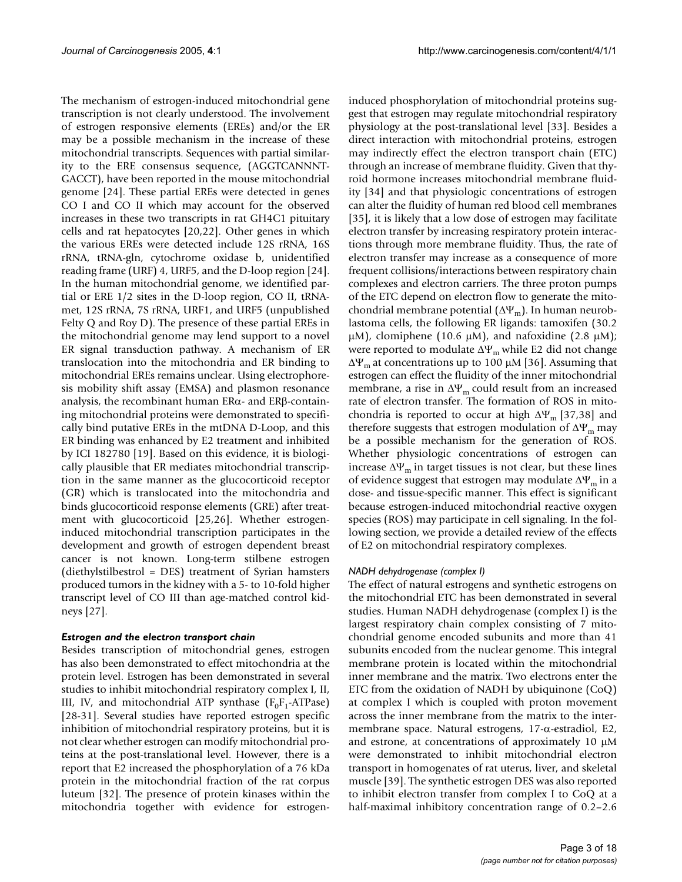The mechanism of estrogen-induced mitochondrial gene transcription is not clearly understood. The involvement of estrogen responsive elements (EREs) and/or the ER may be a possible mechanism in the increase of these mitochondrial transcripts. Sequences with partial similarity to the ERE consensus sequence, (AGGTCANNNTGACCT), have been reported in the mouse mitochondrial genome [24]. These partial EREs were detected in genes CO I and CO II which may account for the observed increases in these two transcripts in rat GH4C1 pituitary cells and rat hepatocytes [20,22]. Other genes in which the various EREs were detected include 12S rRNA, 16S rRNA, tRNA-gln, cytochrome oxidase b, unidentified reading frame (URF) 4, URF5, and the D-loop region [24]. In the human mitochondrial genome, we identified partial or ERE 1/2 sites in the D-loop region, CO II, tRNA-met, 12S rRNA, 7S rRNA, URF1, and URF5 (unpublished Felty Q and Roy D). The presence of these partial EREs in the mitochondrial genome may lend support to a novel ER signal transduction pathway. A mechanism of ER translocation into the mitochondria and ER binding to mitochondrial EREs remains unclear. Using electrophoresis mobility shift assay (EMSA) and plasmon resonance analysis, the recombinant human ERα- and ERβ-containing mitochondrial proteins were demonstrated to specifically bind putative EREs in the mtDNA D-Loop, and this ER binding was enhanced by E2 treatment and inhibited by ICI 182780 [19]. Based on this evidence, it is biologically plausible that ER mediates mitochondrial transcription in the same manner as the glucocorticoid receptor (GR) which is translocated into the mitochondria and binds glucocorticoid response elements (GRE) after treatment with glucocorticoid [25,26]. Whether estrogen-induced mitochondrial transcription participates in the development and growth of estrogen dependent breast cancer is not known. Long-term stilbene estrogen (diethylstilbestrol = DES) treatment of Syrian hamsters produced tumors in the kidney with a 5- to 10-fold higher transcript level of CO III than age-matched control kidneys [27].

### *Estrogen and the electron transport chain*

Besides transcription of mitochondrial genes, estrogen has also been demonstrated to effect mitochondria at the protein level. Estrogen has been demonstrated in several studies to inhibit mitochondrial respiratory complex I, II, III, IV, and mitochondrial ATP synthase ($F_0F_1$-ATPase) [28-31]. Several studies have reported estrogen specific inhibition of mitochondrial respiratory proteins, but it is not clear whether estrogen can modify mitochondrial proteins at the post-translational level. However, there is a report that E2 increased the phosphorylation of a 76 kDa protein in the mitochondrial fraction of the rat corpus luteum [32]. The presence of protein kinases within the mitochondria together with evidence for estrogen-induced phosphorylation of mitochondrial proteins suggest that estrogen may regulate mitochondrial respiratory physiology at the post-translational level [33]. Besides a direct interaction with mitochondrial proteins, estrogen may indirectly effect the electron transport chain (ETC) through an increase of membrane fluidity. Given that thyroid hormone increases mitochondrial membrane fluidity [34] and that physiologic concentrations of estrogen can alter the fluidity of human red blood cell membranes [35], it is likely that a low dose of estrogen may facilitate electron transfer by increasing respiratory protein interactions through more membrane fluidity. Thus, the rate of electron transfer may increase as a consequence of more frequent collisions/interactions between respiratory chain complexes and electron carriers. The three proton pumps of the ETC depend on electron flow to generate the mitochondrial membrane potential ($\Delta\Psi_m$). In human neuroblastoma cells, the following ER ligands: tamoxifen (30.2 μM), clomiphene (10.6 μM), and nafoxidine (2.8 μM); were reported to modulate $\Delta\Psi_m$ while E2 did not change $\Delta\Psi_m$ at concentrations up to 100 μM [36]. Assuming that estrogen can effect the fluidity of the inner mitochondrial membrane, a rise in $\Delta\Psi_m$ could result from an increased rate of electron transfer. The formation of ROS in mitochondria is reported to occur at high $\Delta\Psi_m$ [37,38] and therefore suggests that estrogen modulation of $\Delta\Psi_m$ may be a possible mechanism for the generation of ROS. Whether physiologic concentrations of estrogen can increase $\Delta\Psi_m$ in target tissues is not clear, but these lines of evidence suggest that estrogen may modulate $\Delta\Psi_m$ in a dose- and tissue-specific manner. This effect is significant because estrogen-induced mitochondrial reactive oxygen species (ROS) may participate in cell signaling. In the following section, we provide a detailed review of the effects of E2 on mitochondrial respiratory complexes.

#### *NADH dehydrogenase (complex I)*

The effect of natural estrogens and synthetic estrogens on the mitochondrial ETC has been demonstrated in several studies. Human NADH dehydrogenase (complex I) is the largest respiratory chain complex consisting of 7 mitochondrial genome encoded subunits and more than 41 subunits encoded from the nuclear genome. This integral membrane protein is located within the mitochondrial inner membrane and the matrix. Two electrons enter the ETC from the oxidation of NADH by ubiquinone (CoQ) at complex I which is coupled with proton movement across the inner membrane from the matrix to the intermembrane space. Natural estrogens, 17-α-estradiol, E2, and estrone, at concentrations of approximately 10 μM were demonstrated to inhibit mitochondrial electron transport in homogenates of rat uterus, liver, and skeletal muscle [39]. The synthetic estrogen DES was also reported to inhibit electron transfer from complex I to CoQ at a half-maximal inhibitory concentration range of 0.2–2.6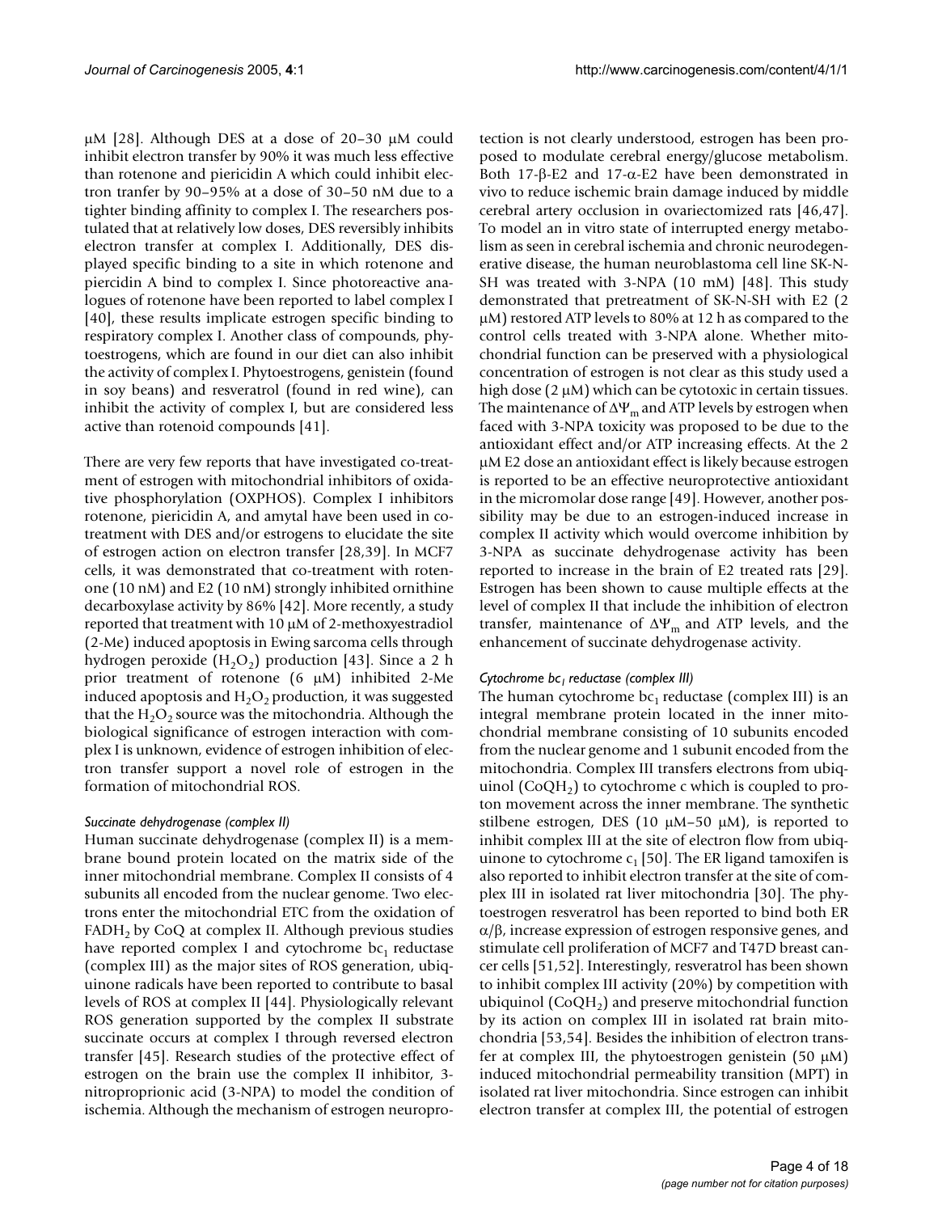μM [28]. Although DES at a dose of 20–30 μM could inhibit electron transfer by 90% it was much less effective than rotenone and piericidin A which could inhibit electron tranfer by 90–95% at a dose of 30–50 nM due to a tighter binding affinity to complex I. The researchers postulated that at relatively low doses, DES reversibly inhibits electron transfer at complex I. Additionally, DES displayed specific binding to a site in which rotenone and piercidin A bind to complex I. Since photoreactive analogues of rotenone have been reported to label complex I [40], these results implicate estrogen specific binding to respiratory complex I. Another class of compounds, phytoestrogens, which are found in our diet can also inhibit the activity of complex I. Phytoestrogens, genistein (found in soy beans) and resveratrol (found in red wine), can inhibit the activity of complex I, but are considered less active than rotenoid compounds [41].

There are very few reports that have investigated co-treatment of estrogen with mitochondrial inhibitors of oxidative phosphorylation (OXPHOS). Complex I inhibitors rotenone, piericidin A, and amytal have been used in co-treatment with DES and/or estrogens to elucidate the site of estrogen action on electron transfer [28,39]. In MCF7 cells, it was demonstrated that co-treatment with rotenone (10 nM) and E2 (10 nM) strongly inhibited ornithine decarboxylase activity by 86% [42]. More recently, a study reported that treatment with 10 μM of 2-methoxyestradiol (2-Me) induced apoptosis in Ewing sarcoma cells through hydrogen peroxide ($H_2O_2$) production [43]. Since a 2 h prior treatment of rotenone (6 μM) inhibited 2-Me induced apoptosis and $H_2O_2$ production, it was suggested that the $H_2O_2$ source was the mitochondria. Although the biological significance of estrogen interaction with complex I is unknown, evidence of estrogen inhibition of electron transfer support a novel role of estrogen in the formation of mitochondrial ROS.

#### *Succinate dehydrogenase (complex II)*

Human succinate dehydrogenase (complex II) is a membrane bound protein located on the matrix side of the inner mitochondrial membrane. Complex II consists of 4 subunits all encoded from the nuclear genome. Two electrons enter the mitochondrial ETC from the oxidation of $FADH_2$ by CoQ at complex II. Although previous studies have reported complex I and cytochrome $bc_1$ reductase (complex III) as the major sites of ROS generation, ubiquinone radicals have been reported to contribute to basal levels of ROS at complex II [44]. Physiologically relevant ROS generation supported by the complex II substrate succinate occurs at complex I through reversed electron transfer [45]. Research studies of the protective effect of estrogen on the brain use the complex II inhibitor, 3-nitroproprionic acid (3-NPA) to model the condition of ischemia. Although the mechanism of estrogen neuroprotection is not clearly understood, estrogen has been proposed to modulate cerebral energy/glucose metabolism. Both 17-β-E2 and 17-α-E2 have been demonstrated in vivo to reduce ischemic brain damage induced by middle cerebral artery occlusion in ovariectomized rats [46,47]. To model an in vitro state of interrupted energy metabolism as seen in cerebral ischemia and chronic neurodegenerative disease, the human neuroblastoma cell line SK-N-SH was treated with 3-NPA (10 mM) [48]. This study demonstrated that pretreatment of SK-N-SH with E2 (2 μM) restored ATP levels to 80% at 12 h as compared to the control cells treated with 3-NPA alone. Whether mitochondrial function can be preserved with a physiological concentration of estrogen is not clear as this study used a high dose (2 μM) which can be cytotoxic in certain tissues. The maintenance of $\Delta\Psi_m$ and ATP levels by estrogen when faced with 3-NPA toxicity was proposed to be due to the antioxidant effect and/or ATP increasing effects. At the 2 μM E2 dose an antioxidant effect is likely because estrogen is reported to be an effective neuroprotective antioxidant in the micromolar dose range [49]. However, another possibility may be due to an estrogen-induced increase in complex II activity which would overcome inhibition by 3-NPA as succinate dehydrogenase activity has been reported to increase in the brain of E2 treated rats [29]. Estrogen has been shown to cause multiple effects at the level of complex II that include the inhibition of electron transfer, maintenance of $\Delta\Psi_m$ and ATP levels, and the enhancement of succinate dehydrogenase activity.

#### *Cytochrome $bc_1$ reductase (complex III)*

The human cytochrome $bc_1$ reductase (complex III) is an integral membrane protein located in the inner mitochondrial membrane consisting of 10 subunits encoded from the nuclear genome and 1 subunit encoded from the mitochondria. Complex III transfers electrons from ubiquinol ($CoQH_2$) to cytochrome c which is coupled to proton movement across the inner membrane. The synthetic stilbene estrogen, DES (10 μM–50 μM), is reported to inhibit complex III at the site of electron flow from ubiquinone to cytochrome $c_1$ [50]. The ER ligand tamoxifen is also reported to inhibit electron transfer at the site of complex III in isolated rat liver mitochondria [30]. The phytoestrogen resveratrol has been reported to bind both ER α/β, increase expression of estrogen responsive genes, and stimulate cell proliferation of MCF7 and T47D breast cancer cells [51,52]. Interestingly, resveratrol has been shown to inhibit complex III activity (20%) by competition with ubiquinol ($CoQH_2$) and preserve mitochondrial function by its action on complex III in isolated rat brain mitochondria [53,54]. Besides the inhibition of electron transfer at complex III, the phytoestrogen genistein (50 μM) induced mitochondrial permeability transition (MPT) in isolated rat liver mitochondria. Since estrogen can inhibit electron transfer at complex III, the potential of estrogen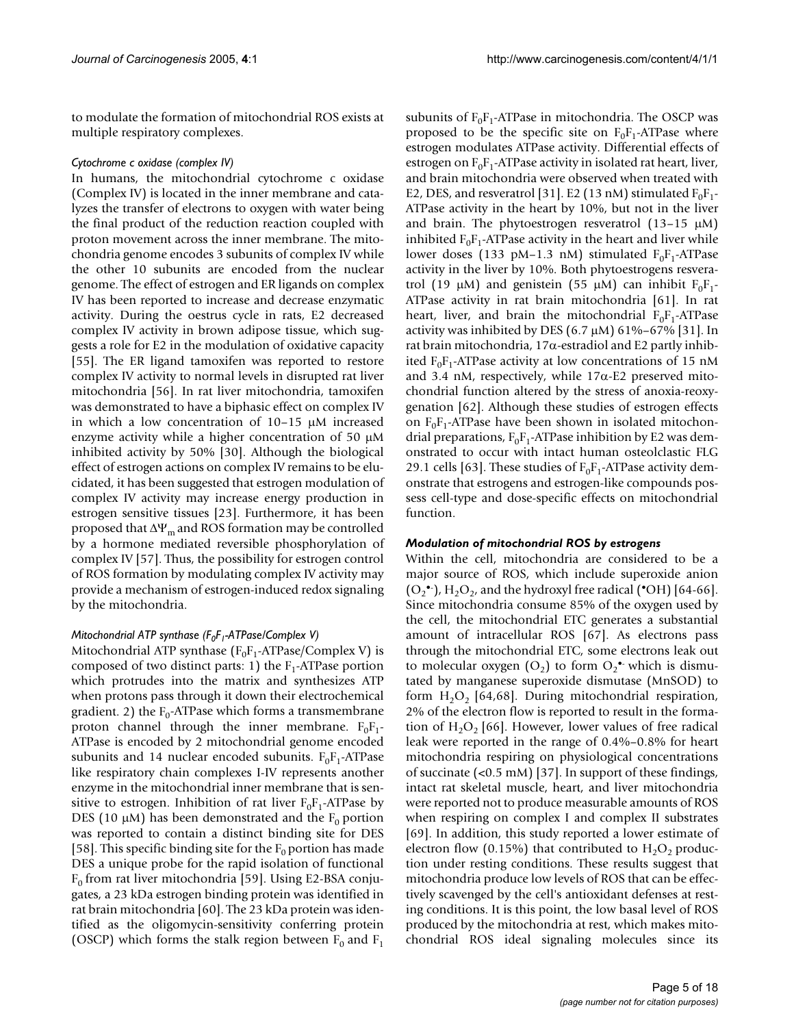to modulate the formation of mitochondrial ROS exists at multiple respiratory complexes.

#### *Cytochrome c oxidase (complex IV)*

In humans, the mitochondrial cytochrome c oxidase (Complex IV) is located in the inner membrane and catalyzes the transfer of electrons to oxygen with water being the final product of the reduction reaction coupled with proton movement across the inner membrane. The mitochondria genome encodes 3 subunits of complex IV while the other 10 subunits are encoded from the nuclear genome. The effect of estrogen and ER ligands on complex IV has been reported to increase and decrease enzymatic activity. During the oestrus cycle in rats, E2 decreased complex IV activity in brown adipose tissue, which suggests a role for E2 in the modulation of oxidative capacity [55]. The ER ligand tamoxifen was reported to restore complex IV activity to normal levels in disrupted rat liver mitochondria [56]. In rat liver mitochondria, tamoxifen was demonstrated to have a biphasic effect on complex IV in which a low concentration of 10–15 μM increased enzyme activity while a higher concentration of 50 μM inhibited activity by 50% [30]. Although the biological effect of estrogen actions on complex IV remains to be elucidated, it has been suggested that estrogen modulation of complex IV activity may increase energy production in estrogen sensitive tissues [23]. Furthermore, it has been proposed that $\Delta\Psi_m$ and ROS formation may be controlled by a hormone mediated reversible phosphorylation of complex IV [57]. Thus, the possibility for estrogen control of ROS formation by modulating complex IV activity may provide a mechanism of estrogen-induced redox signaling by the mitochondria.

#### *Mitochondrial ATP synthase ($F_0F_1$-ATPase/Complex V)*

Mitochondrial ATP synthase ($F_0F_1$-ATPase/Complex V) is composed of two distinct parts: 1) the $F_1$-ATPase portion which protrudes into the matrix and synthesizes ATP when protons pass through it down their electrochemical gradient. 2) the $F_0$-ATPase which forms a transmembrane proton channel through the inner membrane. $F_0F_1$-ATPase is encoded by 2 mitochondrial genome encoded subunits and 14 nuclear encoded subunits. $F_0F_1$-ATPase like respiratory chain complexes I-IV represents another enzyme in the mitochondrial inner membrane that is sensitive to estrogen. Inhibition of rat liver $F_0F_1$-ATPase by DES (10 μM) has been demonstrated and the $F_0$ portion was reported to contain a distinct binding site for DES [58]. This specific binding site for the $F_0$ portion has made DES a unique probe for the rapid isolation of functional $F_0$ from rat liver mitochondria [59]. Using E2-BSA conjugates, a 23 kDa estrogen binding protein was identified in rat brain mitochondria [60]. The 23 kDa protein was identified as the oligomycin-sensitivity conferring protein (OSCP) which forms the stalk region between $F_0$ and $F_1$ subunits of $F_0F_1$-ATPase in mitochondria. The OSCP was proposed to be the specific site on $F_0F_1$-ATPase where estrogen modulates ATPase activity. Differential effects of estrogen on $F_0F_1$-ATPase activity in isolated rat heart, liver, and brain mitochondria were observed when treated with E2, DES, and resveratrol [31]. E2 (13 nM) stimulated $F_0F_1$-ATPase activity in the heart by 10%, but not in the liver and brain. The phytoestrogen resveratrol (13–15 μM) inhibited $F_0F_1$-ATPase activity in the heart and liver while lower doses (133 pM–1.3 nM) stimulated $F_0F_1$-ATPase activity in the liver by 10%. Both phytoestrogens resveratrol (19 μM) and genistein (55 μM) can inhibit $F_0F_1$-ATPase activity in rat brain mitochondria [61]. In rat heart, liver, and brain the mitochondrial $F_0F_1$-ATPase activity was inhibited by DES (6.7 μM) 61%–67% [31]. In rat brain mitochondria, 17α-estradiol and E2 partly inhibited $F_0F_1$-ATPase activity at low concentrations of 15 nM and 3.4 nM, respectively, while 17α-E2 preserved mitochondrial function altered by the stress of anoxia-reoxygenation [62]. Although these studies of estrogen effects on $F_0F_1$-ATPase have been shown in isolated mitochondrial preparations, $F_0F_1$-ATPase inhibition by E2 was demonstrated to occur with intact human osteolclastic FLG 29.1 cells [63]. These studies of $F_0F_1$-ATPase activity demonstrate that estrogens and estrogen-like compounds possess cell-type and dose-specific effects on mitochondrial function.

### *Modulation of mitochondrial ROS by estrogens*

Within the cell, mitochondria are considered to be a major source of ROS, which include superoxide anion ($O_2^{\bullet -}$), $H_2O_2$, and the hydroxyl free radical ($^{\bullet}OH$) [64-66]. Since mitochondria consume 85% of the oxygen used by the cell, the mitochondrial ETC generates a substantial amount of intracellular ROS [67]. As electrons pass through the mitochondrial ETC, some electrons leak out to molecular oxygen ($O_2$) to form $O_2^{\bullet -}$ which is dismutated by manganese superoxide dismutase (MnSOD) to form $H_2O_2$ [64,68]. During mitochondrial respiration, 2% of the electron flow is reported to result in the formation of $H_2O_2$ [66]. However, lower values of free radical leak were reported in the range of 0.4%–0.8% for heart mitochondria respiring on physiological concentrations of succinate (<0.5 mM) [37]. In support of these findings, intact rat skeletal muscle, heart, and liver mitochondria were reported not to produce measurable amounts of ROS when respiring on complex I and complex II substrates [69]. In addition, this study reported a lower estimate of electron flow (0.15%) that contributed to $H_2O_2$ production under resting conditions. These results suggest that mitochondria produce low levels of ROS that can be effectively scavenged by the cell's antioxidant defenses at resting conditions. It is this point, the low basal level of ROS produced by the mitochondria at rest, which makes mitochondrial ROS ideal signaling molecules since its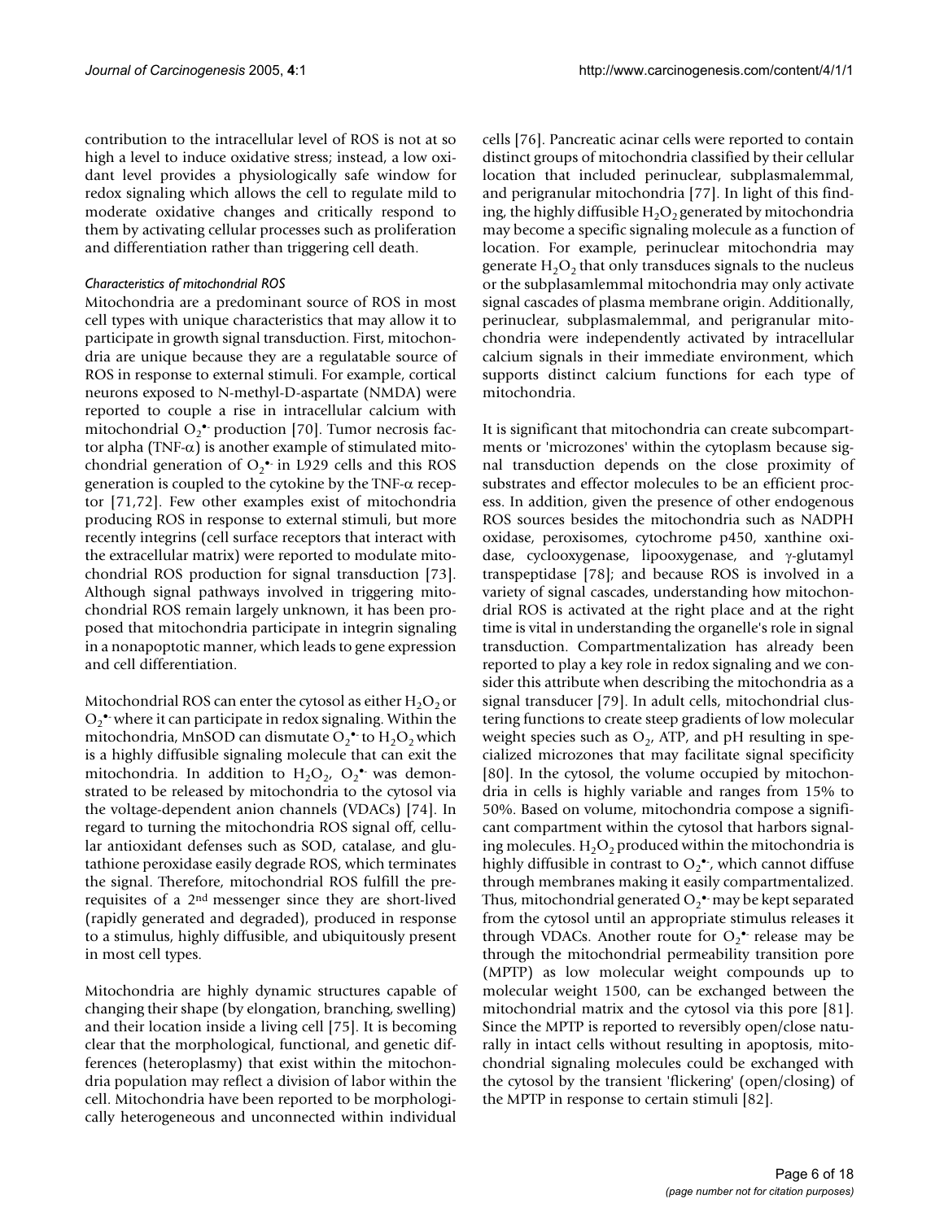contribution to the intracellular level of ROS is not at so high a level to induce oxidative stress; instead, a low oxidant level provides a physiologically safe window for redox signaling which allows the cell to regulate mild to moderate oxidative changes and critically respond to them by activating cellular processes such as proliferation and differentiation rather than triggering cell death.

*Characteristics of mitochondrial ROS*

Mitochondria are a predominant source of ROS in most cell types with unique characteristics that may allow it to participate in growth signal transduction. First, mitochondria are unique because they are a regulatable source of ROS in response to external stimuli. For example, cortical neurons exposed to N-methyl-D-aspartate (NMDA) were reported to couple a rise in intracellular calcium with mitochondrial $O_2^{\bullet-}$ production [70]. Tumor necrosis factor alpha (TNF-$\alpha$) is another example of stimulated mitochondrial generation of $O_2^{\bullet-}$ in L929 cells and this ROS generation is coupled to the cytokine by the TNF-$\alpha$ receptor [71,72]. Few other examples exist of mitochondria producing ROS in response to external stimuli, but more recently integrins (cell surface receptors that interact with the extracellular matrix) were reported to modulate mitochondrial ROS production for signal transduction [73]. Although signal pathways involved in triggering mitochondrial ROS remain largely unknown, it has been proposed that mitochondria participate in integrin signaling in a nonapoptotic manner, which leads to gene expression and cell differentiation.

Mitochondrial ROS can enter the cytosol as either $H_2O_2$ or $O_2^{\bullet-}$ where it can participate in redox signaling. Within the mitochondria, MnSOD can dismutate $O_2^{\bullet-}$ to $H_2O_2$ which is a highly diffusible signaling molecule that can exit the mitochondria. In addition to $H_2O_2$, $O_2^{\bullet-}$ was demonstrated to be released by mitochondria to the cytosol via the voltage-dependent anion channels (VDACs) [74]. In regard to turning the mitochondria ROS signal off, cellular antioxidant defenses such as SOD, catalase, and glutathione peroxidase easily degrade ROS, which terminates the signal. Therefore, mitochondrial ROS fulfill the prerequisites of a 2nd messenger since they are short-lived (rapidly generated and degraded), produced in response to a stimulus, highly diffusible, and ubiquitously present in most cell types.

Mitochondria are highly dynamic structures capable of changing their shape (by elongation, branching, swelling) and their location inside a living cell [75]. It is becoming clear that the morphological, functional, and genetic differences (heteroplasmy) that exist within the mitochondria population may reflect a division of labor within the cell. Mitochondria have been reported to be morphologically heterogeneous and unconnected within individual cells [76]. Pancreatic acinar cells were reported to contain distinct groups of mitochondria classified by their cellular location that included perinuclear, subplasmalemmal, and perigranular mitochondria [77]. In light of this finding, the highly diffusible $H_2O_2$ generated by mitochondria may become a specific signaling molecule as a function of location. For example, perinuclear mitochondria may generate $H_2O_2$ that only transduces signals to the nucleus or the subplasamlemmal mitochondria may only activate signal cascades of plasma membrane origin. Additionally, perinuclear, subplasmalemmal, and perigranular mitochondria were independently activated by intracellular calcium signals in their immediate environment, which supports distinct calcium functions for each type of mitochondria.

It is significant that mitochondria can create subcompartments or 'microzones' within the cytoplasm because signal transduction depends on the close proximity of substrates and effector molecules to be an efficient process. In addition, given the presence of other endogenous ROS sources besides the mitochondria such as NADPH oxidase, peroxisomes, cytochrome p450, xanthine oxidase, cyclooxygenase, lipooxygenase, and $\gamma$-glutamyl transpeptidase [78]; and because ROS is involved in a variety of signal cascades, understanding how mitochondrial ROS is activated at the right place and at the right time is vital in understanding the organelle's role in signal transduction. Compartmentalization has already been reported to play a key role in redox signaling and we consider this attribute when describing the mitochondria as a signal transducer [79]. In adult cells, mitochondrial clustering functions to create steep gradients of low molecular weight species such as $O_2$, ATP, and pH resulting in specialized microzones that may facilitate signal specificity [80]. In the cytosol, the volume occupied by mitochondria in cells is highly variable and ranges from 15% to 50%. Based on volume, mitochondria compose a significant compartment within the cytosol that harbors signaling molecules. $H_2O_2$ produced within the mitochondria is highly diffusible in contrast to $O_2^{\bullet-}$, which cannot diffuse through membranes making it easily compartmentalized. Thus, mitochondrial generated $O_2^{\bullet-}$ may be kept separated from the cytosol until an appropriate stimulus releases it through VDACs. Another route for $O_2^{\bullet-}$ release may be through the mitochondrial permeability transition pore (MPTP) as low molecular weight compounds up to molecular weight 1500, can be exchanged between the mitochondrial matrix and the cytosol via this pore [81]. Since the MPTP is reported to reversibly open/close naturally in intact cells without resulting in apoptosis, mitochondrial signaling molecules could be exchanged with the cytosol by the transient 'flickering' (open/closing) of the MPTP in response to certain stimuli [82].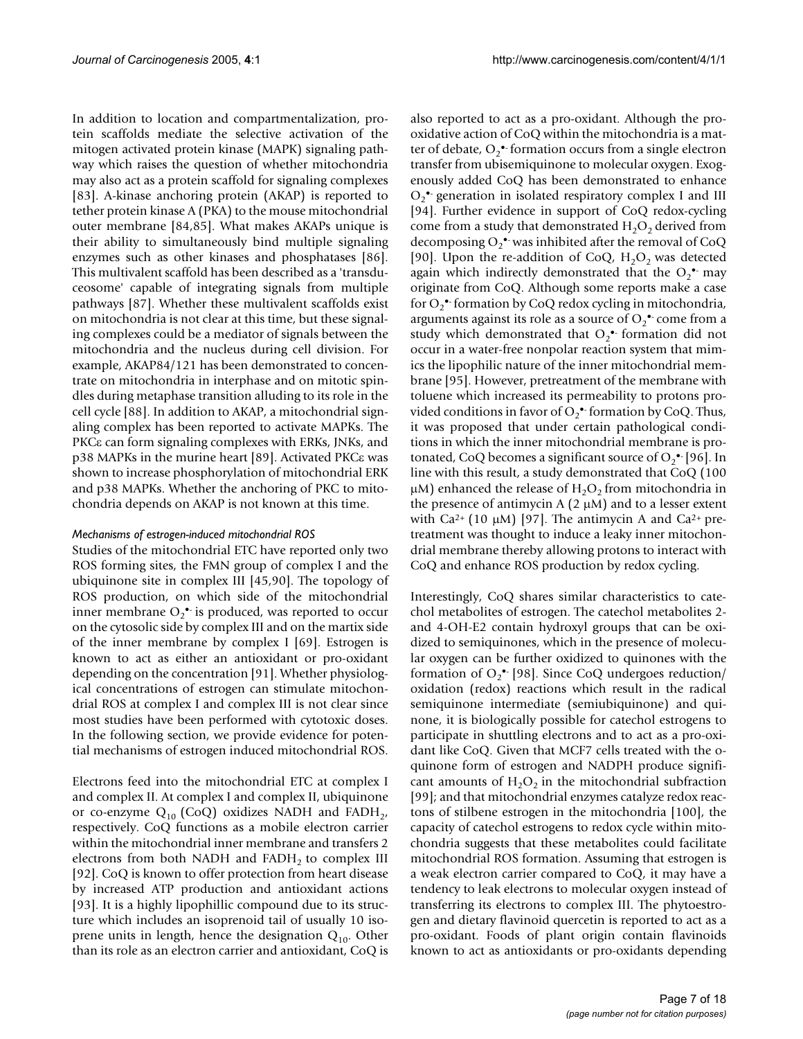In addition to location and compartmentalization, protein scaffolds mediate the selective activation of the mitogen activated protein kinase (MAPK) signaling pathway which raises the question of whether mitochondria may also act as a protein scaffold for signaling complexes [83]. A-kinase anchoring protein (AKAP) is reported to tether protein kinase A (PKA) to the mouse mitochondrial outer membrane [84,85]. What makes AKAPs unique is their ability to simultaneously bind multiple signaling enzymes such as other kinases and phosphatases [86]. This multivalent scaffold has been described as a 'transduceosome' capable of integrating signals from multiple pathways [87]. Whether these multivalent scaffolds exist on mitochondria is not clear at this time, but these signaling complexes could be a mediator of signals between the mitochondria and the nucleus during cell division. For example, AKAP84/121 has been demonstrated to concentrate on mitochondria in interphase and on mitotic spindles during metaphase transition alluding to its role in the cell cycle [88]. In addition to AKAP, a mitochondrial signaling complex has been reported to activate MAPKs. The PKCε can form signaling complexes with ERKs, JNKs, and p38 MAPKs in the murine heart [89]. Activated PKCε was shown to increase phosphorylation of mitochondrial ERK and p38 MAPKs. Whether the anchoring of PKC to mitochondria depends on AKAP is not known at this time.

#### *Mechanisms of estrogen-induced mitochondrial ROS*

Studies of the mitochondrial ETC have reported only two ROS forming sites, the FMN group of complex I and the ubiquinone site in complex III [45,90]. The topology of ROS production, on which side of the mitochondrial inner membrane $O_2^{\bullet-}$ is produced, was reported to occur on the cytosolic side by complex III and on the martix side of the inner membrane by complex I [69]. Estrogen is known to act as either an antioxidant or pro-oxidant depending on the concentration [91]. Whether physiological concentrations of estrogen can stimulate mitochondrial ROS at complex I and complex III is not clear since most studies have been performed with cytotoxic doses. In the following section, we provide evidence for potential mechanisms of estrogen induced mitochondrial ROS.

Electrons feed into the mitochondrial ETC at complex I and complex II. At complex I and complex II, ubiquinone or co-enzyme $Q_{10}$ (CoQ) oxidizes NADH and $FADH_2$, respectively. CoQ functions as a mobile electron carrier within the mitochondrial inner membrane and transfers 2 electrons from both NADH and $FADH_2$ to complex III [92]. CoQ is known to offer protection from heart disease by increased ATP production and antioxidant actions [93]. It is a highly lipophillic compound due to its structure which includes an isoprenoid tail of usually 10 isoprene units in length, hence the designation $Q_{10}$. Other than its role as an electron carrier and antioxidant, CoQ is also reported to act as a pro-oxidant. Although the pro-oxidative action of CoQ within the mitochondria is a matter of debate, $O_2^{\bullet-}$ formation occurs from a single electron transfer from ubisemiquinone to molecular oxygen. Exogenously added CoQ has been demonstrated to enhance $O_2^{\bullet-}$ generation in isolated respiratory complex I and III [94]. Further evidence in support of CoQ redox-cycling come from a study that demonstrated $H_2O_2$ derived from decomposing $O_2^{\bullet-}$ was inhibited after the removal of CoQ [90]. Upon the re-addition of CoQ, $H_2O_2$ was detected again which indirectly demonstrated that the $O_2^{\bullet-}$ may originate from CoQ. Although some reports make a case for $O_2^{\bullet-}$ formation by CoQ redox cycling in mitochondria, arguments against its role as a source of $O_2^{\bullet-}$ come from a study which demonstrated that $O_2^{\bullet-}$ formation did not occur in a water-free nonpolar reaction system that mimics the lipophilic nature of the inner mitochondrial membrane [95]. However, pretreatment of the membrane with toluene which increased its permeability to protons provided conditions in favor of $O_2^{\bullet-}$ formation by CoQ. Thus, it was proposed that under certain pathological conditions in which the inner mitochondrial membrane is protonated, CoQ becomes a significant source of $O_2^{\bullet-}$ [96]. In line with this result, a study demonstrated that CoQ (100 μM) enhanced the release of $H_2O_2$ from mitochondria in the presence of antimycin A (2 μM) and to a lesser extent with $Ca^{2+}$ (10 μM) [97]. The antimycin A and $Ca^{2+}$ pretreatment was thought to induce a leaky inner mitochondrial membrane thereby allowing protons to interact with CoQ and enhance ROS production by redox cycling.

Interestingly, CoQ shares similar characteristics to catechol metabolites of estrogen. The catechol metabolites 2- and 4-OH-E2 contain hydroxyl groups that can be oxidized to semiquinones, which in the presence of molecular oxygen can be further oxidized to quinones with the formation of $O_2^{\bullet-}$ [98]. Since CoQ undergoes reduction/ oxidation (redox) reactions which result in the radical semiquinone intermediate (semiubiquinone) and quinone, it is biologically possible for catechol estrogens to participate in shuttling electrons and to act as a pro-oxidant like CoQ. Given that MCF7 cells treated with the o-quinone form of estrogen and NADPH produce significant amounts of $H_2O_2$ in the mitochondrial subfraction [99]; and that mitochondrial enzymes catalyze redox reactons of stilbene estrogen in the mitochondria [100], the capacity of catechol estrogens to redox cycle within mitochondria suggests that these metabolites could facilitate mitochondrial ROS formation. Assuming that estrogen is a weak electron carrier compared to CoQ, it may have a tendency to leak electrons to molecular oxygen instead of transferring its electrons to complex III. The phytoestrogen and dietary flavinoid quercetin is reported to act as a pro-oxidant. Foods of plant origin contain flavinoids known to act as antioxidants or pro-oxidants depending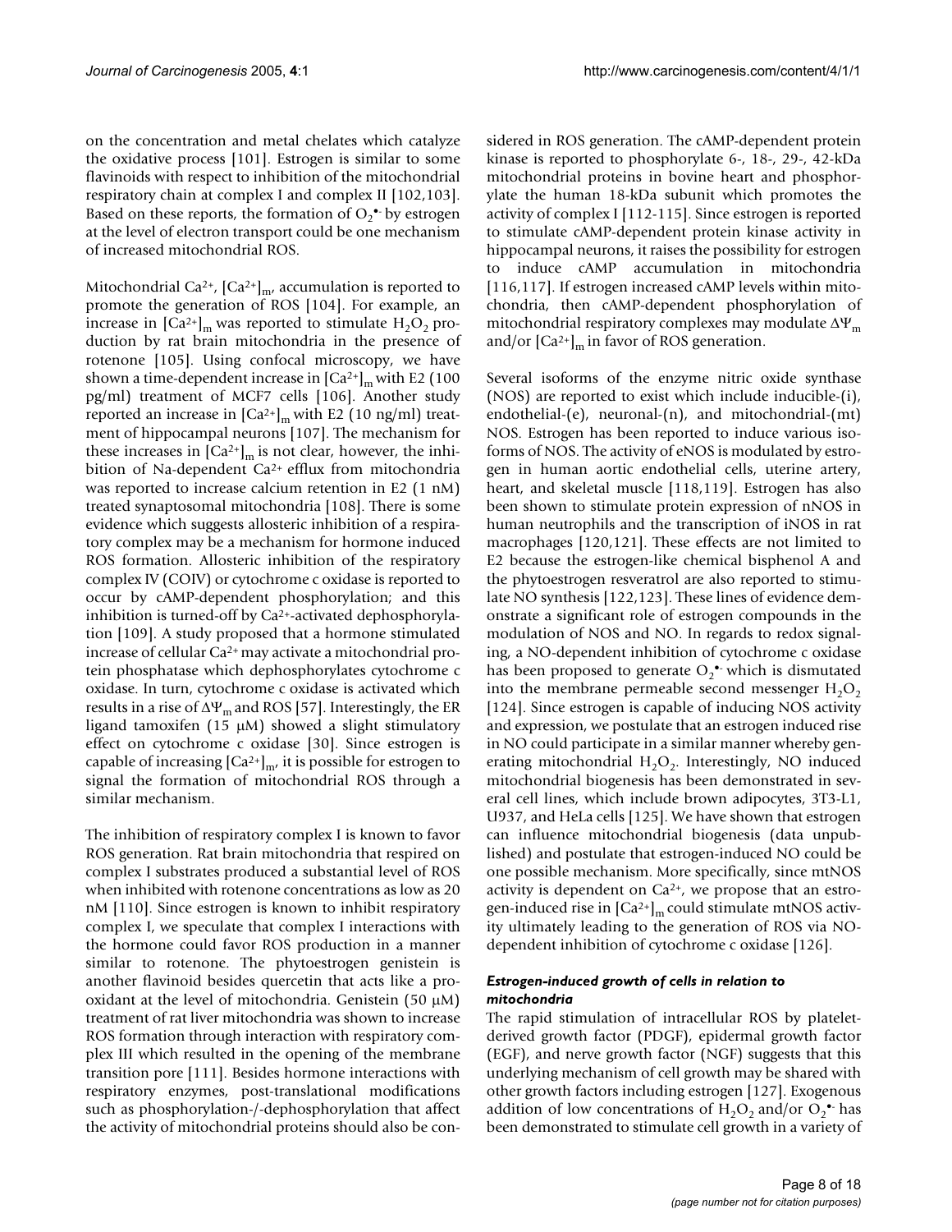on the concentration and metal chelates which catalyze the oxidative process [101]. Estrogen is similar to some flavinoids with respect to inhibition of the mitochondrial respiratory chain at complex I and complex II [102,103]. Based on these reports, the formation of $O_2^{\bullet-}$ by estrogen at the level of electron transport could be one mechanism of increased mitochondrial ROS.

Mitochondrial $Ca^{2+}$, $[Ca^{2+}]_m$, accumulation is reported to promote the generation of ROS [104]. For example, an increase in $[Ca^{2+}]_m$ was reported to stimulate $H_2O_2$ production by rat brain mitochondria in the presence of rotenone [105]. Using confocal microscopy, we have shown a time-dependent increase in $[Ca^{2+}]_m$ with E2 (100 pg/ml) treatment of MCF7 cells [106]. Another study reported an increase in $[Ca^{2+}]_m$ with E2 (10 ng/ml) treatment of hippocampal neurons [107]. The mechanism for these increases in $[Ca^{2+}]_m$ is not clear, however, the inhibition of Na-dependent $Ca^{2+}$ efflux from mitochondria was reported to increase calcium retention in E2 (1 nM) treated synaptosomal mitochondria [108]. There is some evidence which suggests allosteric inhibition of a respiratory complex may be a mechanism for hormone induced ROS formation. Allosteric inhibition of the respiratory complex IV (COIV) or cytochrome c oxidase is reported to occur by cAMP-dependent phosphorylation; and this inhibition is turned-off by $Ca^{2+}$-activated dephosphorylation [109]. A study proposed that a hormone stimulated increase of cellular $Ca^{2+}$ may activate a mitochondrial protein phosphatase which dephosphorylates cytochrome c oxidase. In turn, cytochrome c oxidase is activated which results in a rise of $\Delta\Psi_m$ and ROS [57]. Interestingly, the ER ligand tamoxifen (15 μM) showed a slight stimulatory effect on cytochrome c oxidase [30]. Since estrogen is capable of increasing $[Ca^{2+}]_m$, it is possible for estrogen to signal the formation of mitochondrial ROS through a similar mechanism.

The inhibition of respiratory complex I is known to favor ROS generation. Rat brain mitochondria that respired on complex I substrates produced a substantial level of ROS when inhibited with rotenone concentrations as low as 20 nM [110]. Since estrogen is known to inhibit respiratory complex I, we speculate that complex I interactions with the hormone could favor ROS production in a manner similar to rotenone. The phytoestrogen genistein is another flavinoid besides quercetin that acts like a pro-oxidant at the level of mitochondria. Genistein (50 μM) treatment of rat liver mitochondria was shown to increase ROS formation through interaction with respiratory complex III which resulted in the opening of the membrane transition pore [111]. Besides hormone interactions with respiratory enzymes, post-translational modifications such as phosphorylation-/-dephosphorylation that affect the activity of mitochondrial proteins should also be considered in ROS generation. The cAMP-dependent protein kinase is reported to phosphorylate 6-, 18-, 29-, 42-kDa mitochondrial proteins in bovine heart and phosphorylate the human 18-kDa subunit which promotes the activity of complex I [112-115]. Since estrogen is reported to stimulate cAMP-dependent protein kinase activity in hippocampal neurons, it raises the possibility for estrogen to induce cAMP accumulation in mitochondria [116,117]. If estrogen increased cAMP levels within mitochondria, then cAMP-dependent phosphorylation of mitochondrial respiratory complexes may modulate $\Delta\Psi_m$ and/or $[Ca^{2+}]_m$ in favor of ROS generation.

Several isoforms of the enzyme nitric oxide synthase (NOS) are reported to exist which include inducible-(i), endothelial-(e), neuronal-(n), and mitochondrial-(mt) NOS. Estrogen has been reported to induce various isoforms of NOS. The activity of eNOS is modulated by estrogen in human aortic endothelial cells, uterine artery, heart, and skeletal muscle [118,119]. Estrogen has also been shown to stimulate protein expression of nNOS in human neutrophils and the transcription of iNOS in rat macrophages [120,121]. These effects are not limited to E2 because the estrogen-like chemical bisphenol A and the phytoestrogen resveratrol are also reported to stimulate NO synthesis [122,123]. These lines of evidence demonstrate a significant role of estrogen compounds in the modulation of NOS and NO. In regards to redox signaling, a NO-dependent inhibition of cytochrome c oxidase has been proposed to generate $O_2^{\bullet-}$ which is dismutated into the membrane permeable second messenger $H_2O_2$ [124]. Since estrogen is capable of inducing NOS activity and expression, we postulate that an estrogen induced rise in NO could participate in a similar manner whereby generating mitochondrial $H_2O_2$. Interestingly, NO induced mitochondrial biogenesis has been demonstrated in several cell lines, which include brown adipocytes, 3T3-L1, U937, and HeLa cells [125]. We have shown that estrogen can influence mitochondrial biogenesis (data unpublished) and postulate that estrogen-induced NO could be one possible mechanism. More specifically, since mtNOS activity is dependent on $Ca^{2+}$, we propose that an estrogen-induced rise in $[Ca^{2+}]_m$ could stimulate mtNOS activity ultimately leading to the generation of ROS via NO-dependent inhibition of cytochrome c oxidase [126].

#### *Estrogen-induced growth of cells in relation to mitochondria*

The rapid stimulation of intracellular ROS by platelet-derived growth factor (PDGF), epidermal growth factor (EGF), and nerve growth factor (NGF) suggests that this underlying mechanism of cell growth may be shared with other growth factors including estrogen [127]. Exogenous addition of low concentrations of $H_2O_2$ and/or $O_2^{\bullet-}$ has been demonstrated to stimulate cell growth in a variety of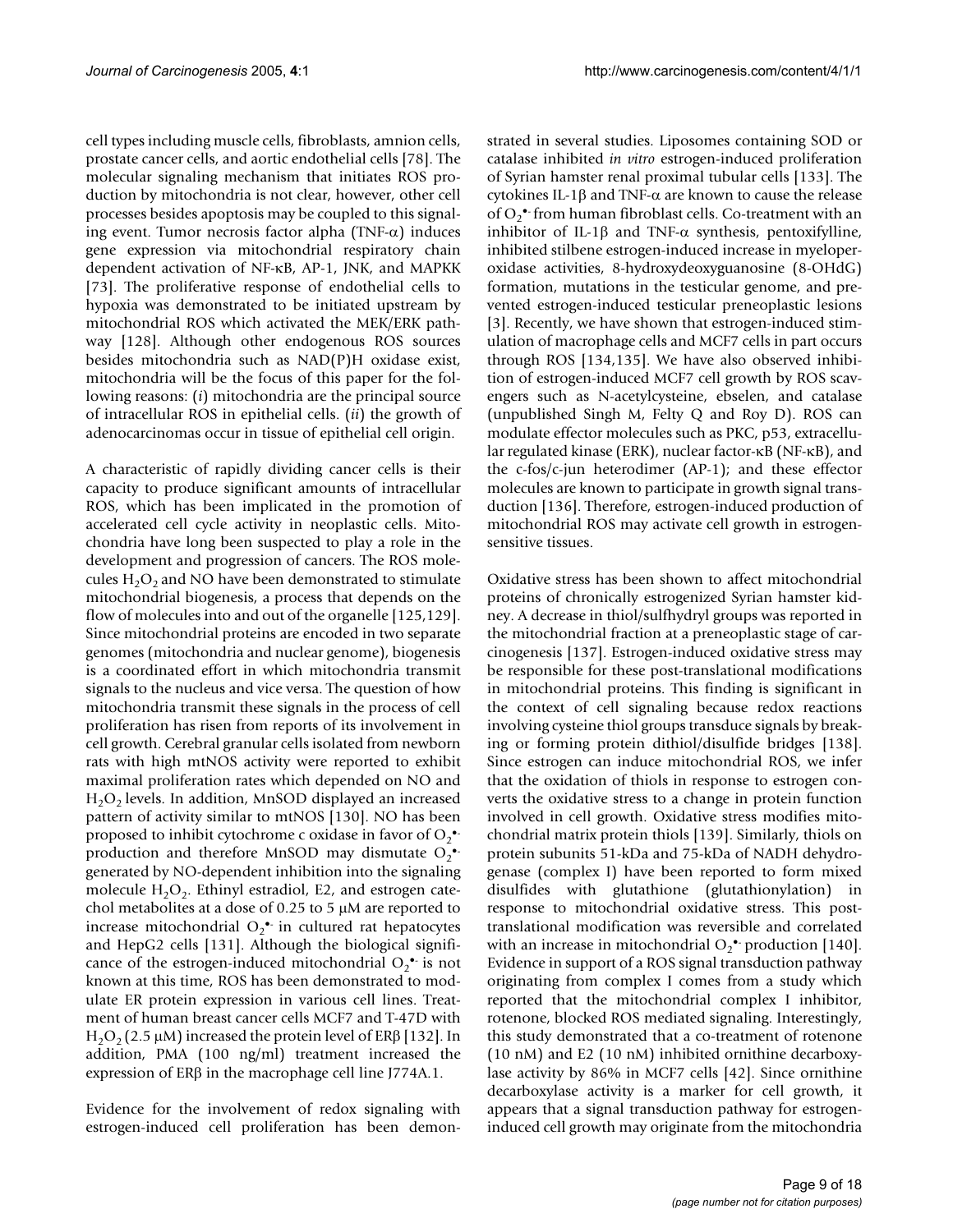cell types including muscle cells, fibroblasts, amnion cells, prostate cancer cells, and aortic endothelial cells [78]. The molecular signaling mechanism that initiates ROS production by mitochondria is not clear, however, other cell processes besides apoptosis may be coupled to this signaling event. Tumor necrosis factor alpha (TNF-α) induces gene expression via mitochondrial respiratory chain dependent activation of NF-κB, AP-1, JNK, and MAPKK [73]. The proliferative response of endothelial cells to hypoxia was demonstrated to be initiated upstream by mitochondrial ROS which activated the MEK/ERK pathway [128]. Although other endogenous ROS sources besides mitochondria such as NAD(P)H oxidase exist, mitochondria will be the focus of this paper for the following reasons: (*i*) mitochondria are the principal source of intracellular ROS in epithelial cells. (*ii*) the growth of adenocarcinomas occur in tissue of epithelial cell origin.

A characteristic of rapidly dividing cancer cells is their capacity to produce significant amounts of intracellular ROS, which has been implicated in the promotion of accelerated cell cycle activity in neoplastic cells. Mitochondria have long been suspected to play a role in the development and progression of cancers. The ROS molecules $H_2O_2$ and NO have been demonstrated to stimulate mitochondrial biogenesis, a process that depends on the flow of molecules into and out of the organelle [125,129]. Since mitochondrial proteins are encoded in two separate genomes (mitochondria and nuclear genome), biogenesis is a coordinated effort in which mitochondria transmit signals to the nucleus and vice versa. The question of how mitochondria transmit these signals in the process of cell proliferation has risen from reports of its involvement in cell growth. Cerebral granular cells isolated from newborn rats with high mtNOS activity were reported to exhibit maximal proliferation rates which depended on NO and $H_2O_2$ levels. In addition, MnSOD displayed an increased pattern of activity similar to mtNOS [130]. NO has been proposed to inhibit cytochrome c oxidase in favor of $O_2^{\bullet-}$ production and therefore MnSOD may dismutate $O_2^{\bullet-}$ generated by NO-dependent inhibition into the signaling molecule $H_2O_2$. Ethinyl estradiol, E2, and estrogen catechol metabolites at a dose of 0.25 to 5 μM are reported to increase mitochondrial $O_2^{\bullet-}$ in cultured rat hepatocytes and HepG2 cells [131]. Although the biological significance of the estrogen-induced mitochondrial $O_2^{\bullet-}$ is not known at this time, ROS has been demonstrated to modulate ER protein expression in various cell lines. Treatment of human breast cancer cells MCF7 and T-47D with $H_2O_2$ (2.5 μM) increased the protein level of ERβ [132]. In addition, PMA (100 ng/ml) treatment increased the expression of ERβ in the macrophage cell line J774A.1.

Evidence for the involvement of redox signaling with estrogen-induced cell proliferation has been demonstrated in several studies. Liposomes containing SOD or catalase inhibited *in vitro* estrogen-induced proliferation of Syrian hamster renal proximal tubular cells [133]. The cytokines IL-1β and TNF-α are known to cause the release of $O_2^{\bullet-}$ from human fibroblast cells. Co-treatment with an inhibitor of IL-1β and TNF-α synthesis, pentoxifylline, inhibited stilbene estrogen-induced increase in myeloperoxidase activities, 8-hydroxydeoxyguanosine (8-OHdG) formation, mutations in the testicular genome, and prevented estrogen-induced testicular preneoplastic lesions [3]. Recently, we have shown that estrogen-induced stimulation of macrophage cells and MCF7 cells in part occurs through ROS [134,135]. We have also observed inhibition of estrogen-induced MCF7 cell growth by ROS scavengers such as N-acetylcysteine, ebselen, and catalase (unpublished Singh M, Felty Q and Roy D). ROS can modulate effector molecules such as PKC, p53, extracellular regulated kinase (ERK), nuclear factor-κB (NF-κB), and the c-fos/c-jun heterodimer (AP-1); and these effector molecules are known to participate in growth signal transduction [136]. Therefore, estrogen-induced production of mitochondrial ROS may activate cell growth in estrogen-sensitive tissues.

Oxidative stress has been shown to affect mitochondrial proteins of chronically estrogenized Syrian hamster kidney. A decrease in thiol/sulfhydryl groups was reported in the mitochondrial fraction at a preneoplastic stage of carcinogenesis [137]. Estrogen-induced oxidative stress may be responsible for these post-translational modifications in mitochondrial proteins. This finding is significant in the context of cell signaling because redox reactions involving cysteine thiol groups transduce signals by breaking or forming protein dithiol/disulfide bridges [138]. Since estrogen can induce mitochondrial ROS, we infer that the oxidation of thiols in response to estrogen converts the oxidative stress to a change in protein function involved in cell growth. Oxidative stress modifies mitochondrial matrix protein thiols [139]. Similarly, thiols on protein subunits 51-kDa and 75-kDa of NADH dehydrogenase (complex I) have been reported to form mixed disulfides with glutathione (glutathionylation) in response to mitochondrial oxidative stress. This post-translational modification was reversible and correlated with an increase in mitochondrial $O_2^{\bullet-}$ production [140]. Evidence in support of a ROS signal transduction pathway originating from complex I comes from a study which reported that the mitochondrial complex I inhibitor, rotenone, blocked ROS mediated signaling. Interestingly, this study demonstrated that a co-treatment of rotenone (10 nM) and E2 (10 nM) inhibited ornithine decarboxylase activity by 86% in MCF7 cells [42]. Since ornithine decarboxylase activity is a marker for cell growth, it appears that a signal transduction pathway for estrogen-induced cell growth may originate from the mitochondria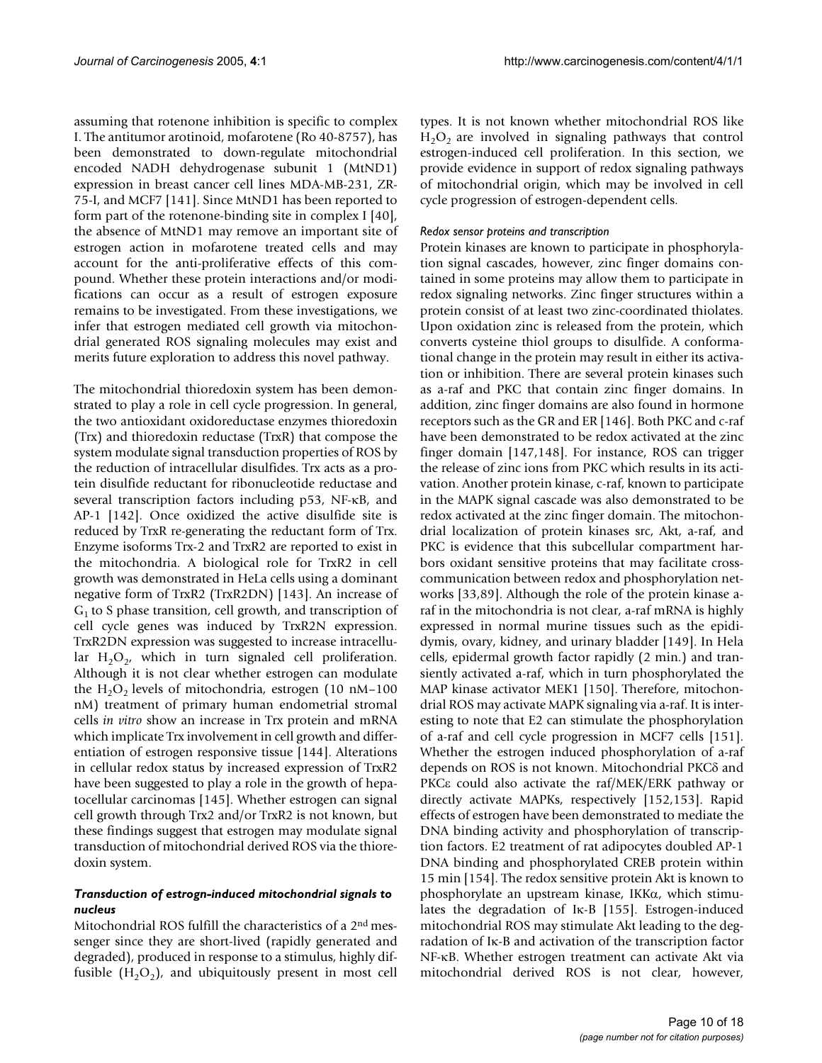assuming that rotenone inhibition is specific to complex I. The antitumor arotinoid, mofarotene (Ro 40-8757), has been demonstrated to down-regulate mitochondrial encoded NADH dehydrogenase subunit 1 (MtND1) expression in breast cancer cell lines MDA-MB-231, ZR-75-I, and MCF7 [141]. Since MtND1 has been reported to form part of the rotenone-binding site in complex I [40], the absence of MtND1 may remove an important site of estrogen action in mofarotene treated cells and may account for the anti-proliferative effects of this compound. Whether these protein interactions and/or modifications can occur as a result of estrogen exposure remains to be investigated. From these investigations, we infer that estrogen mediated cell growth via mitochondrial generated ROS signaling molecules may exist and merits future exploration to address this novel pathway.

The mitochondrial thioredoxin system has been demonstrated to play a role in cell cycle progression. In general, the two antioxidant oxidoreductase enzymes thioredoxin (Trx) and thioredoxin reductase (TrxR) that compose the system modulate signal transduction properties of ROS by the reduction of intracellular disulfides. Trx acts as a protein disulfide reductant for ribonucleotide reductase and several transcription factors including p53, NF-κB, and AP-1 [142]. Once oxidized the active disulfide site is reduced by TrxR re-generating the reductant form of Trx. Enzyme isoforms Trx-2 and TrxR2 are reported to exist in the mitochondria. A biological role for TrxR2 in cell growth was demonstrated in HeLa cells using a dominant negative form of TrxR2 (TrxR2DN) [143]. An increase of $G_1$ to S phase transition, cell growth, and transcription of cell cycle genes was induced by TrxR2N expression. TrxR2DN expression was suggested to increase intracellular $H_2O_2$, which in turn signaled cell proliferation. Although it is not clear whether estrogen can modulate the $H_2O_2$ levels of mitochondria, estrogen (10 nM–100 nM) treatment of primary human endometrial stromal cells *in vitro* show an increase in Trx protein and mRNA which implicate Trx involvement in cell growth and differentiation of estrogen responsive tissue [144]. Alterations in cellular redox status by increased expression of TrxR2 have been suggested to play a role in the growth of hepatocellular carcinomas [145]. Whether estrogen can signal cell growth through Trx2 and/or TrxR2 is not known, but these findings suggest that estrogen may modulate signal transduction of mitochondrial derived ROS via the thioredoxin system.

### *Transduction of estrogn-induced mitochondrial signals to nucleus*

Mitochondrial ROS fulfill the characteristics of a 2nd messenger since they are short-lived (rapidly generated and degraded), produced in response to a stimulus, highly diffusible ($H_2O_2$), and ubiquitously present in most cell types. It is not known whether mitochondrial ROS like $H_2O_2$ are involved in signaling pathways that control estrogen-induced cell proliferation. In this section, we provide evidence in support of redox signaling pathways of mitochondrial origin, which may be involved in cell cycle progression of estrogen-dependent cells.

#### *Redox sensor proteins and transcription*

Protein kinases are known to participate in phosphorylation signal cascades, however, zinc finger domains contained in some proteins may allow them to participate in redox signaling networks. Zinc finger structures within a protein consist of at least two zinc-coordinated thiolates. Upon oxidation zinc is released from the protein, which converts cysteine thiol groups to disulfide. A conformational change in the protein may result in either its activation or inhibition. There are several protein kinases such as a-raf and PKC that contain zinc finger domains. In addition, zinc finger domains are also found in hormone receptors such as the GR and ER [146]. Both PKC and c-raf have been demonstrated to be redox activated at the zinc finger domain [147,148]. For instance, ROS can trigger the release of zinc ions from PKC which results in its activation. Another protein kinase, c-raf, known to participate in the MAPK signal cascade was also demonstrated to be redox activated at the zinc finger domain. The mitochondrial localization of protein kinases src, Akt, a-raf, and PKC is evidence that this subcellular compartment harbors oxidant sensitive proteins that may facilitate cross-communication between redox and phosphorylation networks [33,89]. Although the role of the protein kinase a-raf in the mitochondria is not clear, a-raf mRNA is highly expressed in normal murine tissues such as the epididymis, ovary, kidney, and urinary bladder [149]. In Hela cells, epidermal growth factor rapidly (2 min.) and transiently activated a-raf, which in turn phosphorylated the MAP kinase activator MEK1 [150]. Therefore, mitochondrial ROS may activate MAPK signaling via a-raf. It is interesting to note that E2 can stimulate the phosphorylation of a-raf and cell cycle progression in MCF7 cells [151]. Whether the estrogen induced phosphorylation of a-raf depends on ROS is not known. Mitochondrial PKCδ and PKCε could also activate the raf/MEK/ERK pathway or directly activate MAPKs, respectively [152,153]. Rapid effects of estrogen have been demonstrated to mediate the DNA binding activity and phosphorylation of transcription factors. E2 treatment of rat adipocytes doubled AP-1 DNA binding and phosphorylated CREB protein within 15 min [154]. The redox sensitive protein Akt is known to phosphorylate an upstream kinase, IKKα, which stimulates the degradation of Iκ-B [155]. Estrogen-induced mitochondrial ROS may stimulate Akt leading to the degradation of Iκ-B and activation of the transcription factor NF-κB. Whether estrogen treatment can activate Akt via mitochondrial derived ROS is not clear, however,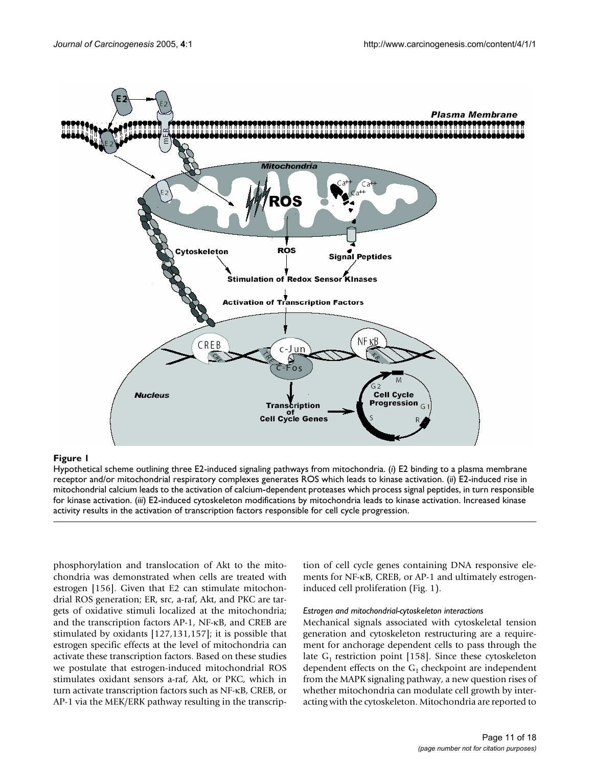**Figure 1**

Hypothetical scheme outlining three E2-induced signaling pathways from mitochondria. (*i*) E2 binding to a plasma membrane receptor and/or mitochondrial respiratory complexes generates ROS which leads to kinase activation. (*ii*) E2-induced rise in mitochondrial calcium leads to the activation of calcium-dependent proteases which process signal peptides, in turn responsible for kinase activation. (*iii*) E2-induced cytoskeleton modifications by mitochondria leads to kinase activation. Increased kinase activity results in the activation of transcription factors responsible for cell cycle progression.

phosphorylation and translocation of Akt to the mitochondria was demonstrated when cells are treated with estrogen [156]. Given that E2 can stimulate mitochondrial ROS generation; ER, src, a-raf, Akt, and PKC are targets of oxidative stimuli localized at the mitochondria; and the transcription factors AP-1, NF-κB, and CREB are stimulated by oxidants [127,131,157]; it is possible that estrogen specific effects at the level of mitochondria can activate these transcription factors. Based on these studies we postulate that estrogen-induced mitochondrial ROS stimulates oxidant sensors a-raf, Akt, or PKC, which in turn activate transcription factors such as NF-κB, CREB, or AP-1 via the MEK/ERK pathway resulting in the transcription of cell cycle genes containing DNA responsive elements for NF-κB, CREB, or AP-1 and ultimately estrogen-induced cell proliferation (Fig. 1).

#### *Estrogen and mitochondrial-cytoskeleton interactions*

Mechanical signals associated with cytoskeletal tension generation and cytoskeleton restructuring are a requirement for anchorage dependent cells to pass through the late $G_1$ restriction point [158]. Since these cytoskeleton dependent effects on the $G_1$ checkpoint are independent from the MAPK signaling pathway, a new question rises of whether mitochondria can modulate cell growth by interacting with the cytoskeleton. Mitochondria are reported to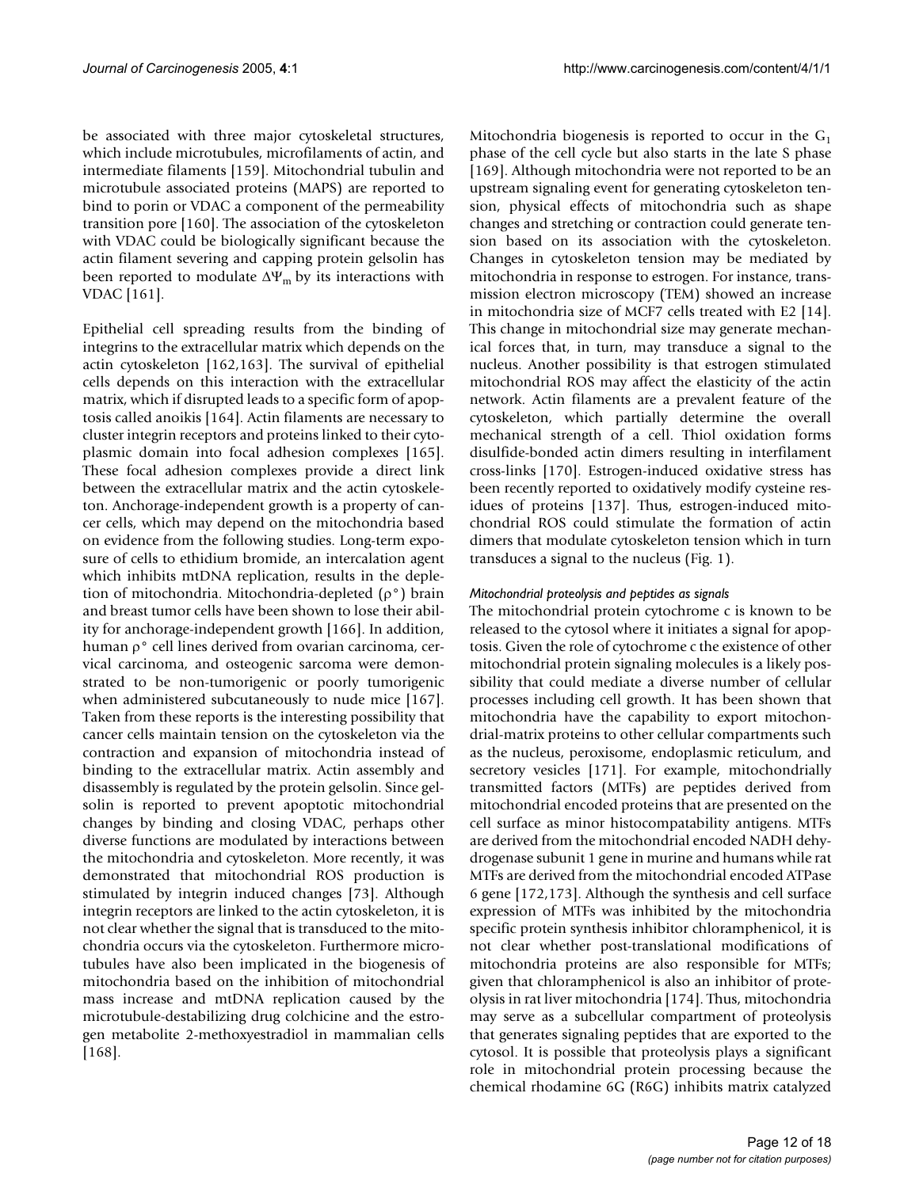be associated with three major cytoskeletal structures, which include microtubules, microfilaments of actin, and intermediate filaments [159]. Mitochondrial tubulin and microtubule associated proteins (MAPS) are reported to bind to porin or VDAC a component of the permeability transition pore [160]. The association of the cytoskeleton with VDAC could be biologically significant because the actin filament severing and capping protein gelsolin has been reported to modulate $\Delta\Psi_m$ by its interactions with VDAC [161].

Epithelial cell spreading results from the binding of integrins to the extracellular matrix which depends on the actin cytoskeleton [162,163]. The survival of epithelial cells depends on this interaction with the extracellular matrix, which if disrupted leads to a specific form of apoptosis called anoikis [164]. Actin filaments are necessary to cluster integrin receptors and proteins linked to their cytoplasmic domain into focal adhesion complexes [165]. These focal adhesion complexes provide a direct link between the extracellular matrix and the actin cytoskeleton. Anchorage-independent growth is a property of cancer cells, which may depend on the mitochondria based on evidence from the following studies. Long-term exposure of cells to ethidium bromide, an intercalation agent which inhibits mtDNA replication, results in the depletion of mitochondria. Mitochondria-depleted ($\rho°$) brain and breast tumor cells have been shown to lose their ability for anchorage-independent growth [166]. In addition, human $\rho°$ cell lines derived from ovarian carcinoma, cervical carcinoma, and osteogenic sarcoma were demonstrated to be non-tumorigenic or poorly tumorigenic when administered subcutaneously to nude mice [167]. Taken from these reports is the interesting possibility that cancer cells maintain tension on the cytoskeleton via the contraction and expansion of mitochondria instead of binding to the extracellular matrix. Actin assembly and disassembly is regulated by the protein gelsolin. Since gelsolin is reported to prevent apoptotic mitochondrial changes by binding and closing VDAC, perhaps other diverse functions are modulated by interactions between the mitochondria and cytoskeleton. More recently, it was demonstrated that mitochondrial ROS production is stimulated by integrin induced changes [73]. Although integrin receptors are linked to the actin cytoskeleton, it is not clear whether the signal that is transduced to the mitochondria occurs via the cytoskeleton. Furthermore microtubules have also been implicated in the biogenesis of mitochondria based on the inhibition of mitochondrial mass increase and mtDNA replication caused by the microtubule-destabilizing drug colchicine and the estrogen metabolite 2-methoxyestradiol in mammalian cells [168].

Mitochondria biogenesis is reported to occur in the $G_1$ phase of the cell cycle but also starts in the late S phase [169]. Although mitochondria were not reported to be an upstream signaling event for generating cytoskeleton tension, physical effects of mitochondria such as shape changes and stretching or contraction could generate tension based on its association with the cytoskeleton. Changes in cytoskeleton tension may be mediated by mitochondria in response to estrogen. For instance, transmission electron microscopy (TEM) showed an increase in mitochondria size of MCF7 cells treated with E2 [14]. This change in mitochondrial size may generate mechanical forces that, in turn, may transduce a signal to the nucleus. Another possibility is that estrogen stimulated mitochondrial ROS may affect the elasticity of the actin network. Actin filaments are a prevalent feature of the cytoskeleton, which partially determine the overall mechanical strength of a cell. Thiol oxidation forms disulfide-bonded actin dimers resulting in interfilament cross-links [170]. Estrogen-induced oxidative stress has been recently reported to oxidatively modify cysteine residues of proteins [137]. Thus, estrogen-induced mitochondrial ROS could stimulate the formation of actin dimers that modulate cytoskeleton tension which in turn transduces a signal to the nucleus (Fig. 1).

### *Mitochondrial proteolysis and peptides as signals*

The mitochondrial protein cytochrome c is known to be released to the cytosol where it initiates a signal for apoptosis. Given the role of cytochrome c the existence of other mitochondrial protein signaling molecules is a likely possibility that could mediate a diverse number of cellular processes including cell growth. It has been shown that mitochondria have the capability to export mitochondrial-matrix proteins to other cellular compartments such as the nucleus, peroxisome, endoplasmic reticulum, and secretory vesicles [171]. For example, mitochondrially transmitted factors (MTFs) are peptides derived from mitochondrial encoded proteins that are presented on the cell surface as minor histocompatability antigens. MTFs are derived from the mitochondrial encoded NADH dehydrogenase subunit 1 gene in murine and humans while rat MTFs are derived from the mitochondrial encoded ATPase 6 gene [172,173]. Although the synthesis and cell surface expression of MTFs was inhibited by the mitochondria specific protein synthesis inhibitor chloramphenicol, it is not clear whether post-translational modifications of mitochondria proteins are also responsible for MTFs; given that chloramphenicol is also an inhibitor of proteolysis in rat liver mitochondria [174]. Thus, mitochondria may serve as a subcellular compartment of proteolysis that generates signaling peptides that are exported to the cytosol. It is possible that proteolysis plays a significant role in mitochondrial protein processing because the chemical rhodamine 6G (R6G) inhibits matrix catalyzed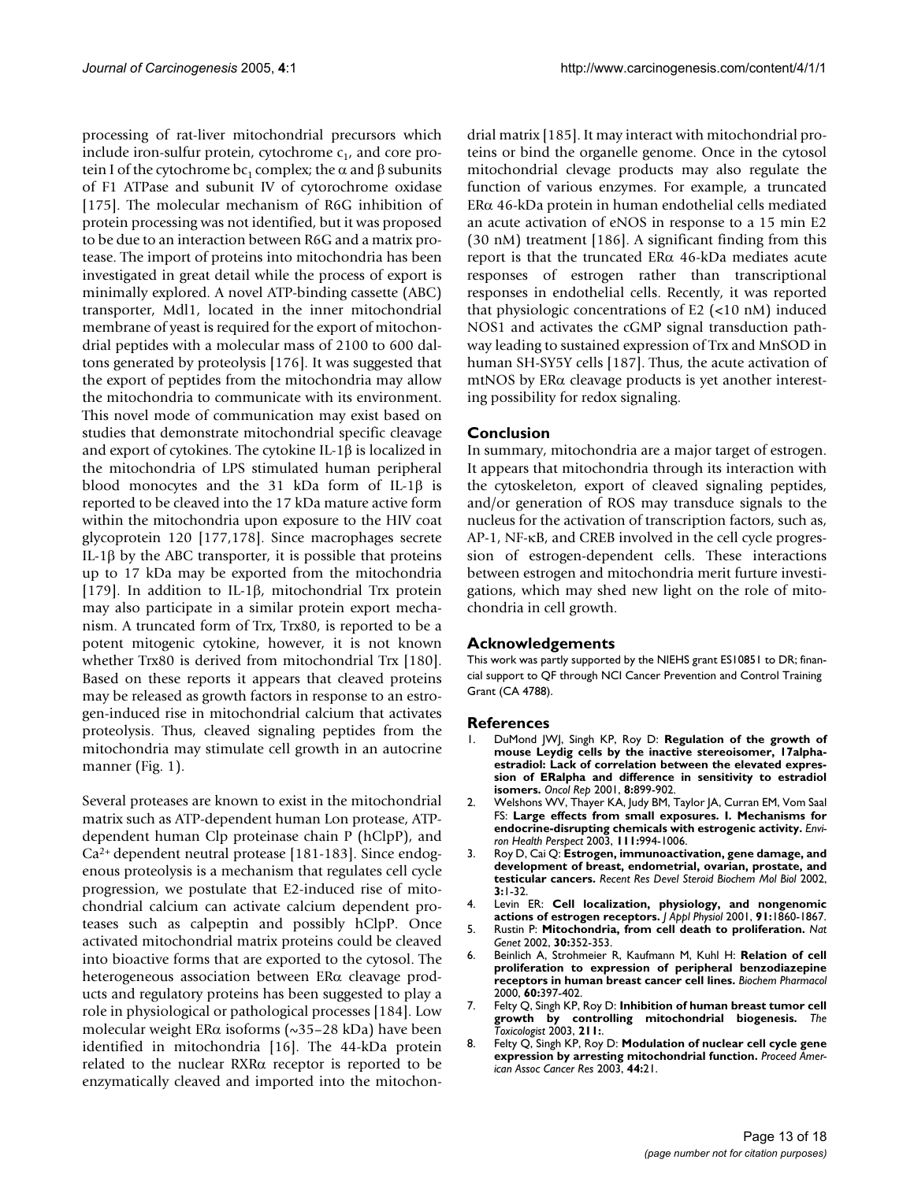processing of rat-liver mitochondrial precursors which include iron-sulfur protein, cytochrome $c_1$, and core protein I of the cytochrome $bc_1$ complex; the α and β subunits of F1 ATPase and subunit IV of cytorochrome oxidase [175]. The molecular mechanism of R6G inhibition of protein processing was not identified, but it was proposed to be due to an interaction between R6G and a matrix protease. The import of proteins into mitochondria has been investigated in great detail while the process of export is minimally explored. A novel ATP-binding cassette (ABC) transporter, Mdl1, located in the inner mitochondrial membrane of yeast is required for the export of mitochondrial peptides with a molecular mass of 2100 to 600 daltons generated by proteolysis [176]. It was suggested that the export of peptides from the mitochondria may allow the mitochondria to communicate with its environment. This novel mode of communication may exist based on studies that demonstrate mitochondrial specific cleavage and export of cytokines. The cytokine IL-1β is localized in the mitochondria of LPS stimulated human peripheral blood monocytes and the 31 kDa form of IL-1β is reported to be cleaved into the 17 kDa mature active form within the mitochondria upon exposure to the HIV coat glycoprotein 120 [177,178]. Since macrophages secrete IL-1β by the ABC transporter, it is possible that proteins up to 17 kDa may be exported from the mitochondria [179]. In addition to IL-1β, mitochondrial Trx protein may also participate in a similar protein export mechanism. A truncated form of Trx, Trx80, is reported to be a potent mitogenic cytokine, however, it is not known whether Trx80 is derived from mitochondrial Trx [180]. Based on these reports it appears that cleaved proteins may be released as growth factors in response to an estrogen-induced rise in mitochondrial calcium that activates proteolysis. Thus, cleaved signaling peptides from the mitochondria may stimulate cell growth in an autocrine manner (Fig. 1).

Several proteases are known to exist in the mitochondrial matrix such as ATP-dependent human Lon protease, ATP-dependent human Clp proteinase chain P (hClpP), and $Ca^{2+}$ dependent neutral protease [181-183]. Since endogenous proteolysis is a mechanism that regulates cell cycle progression, we postulate that E2-induced rise of mitochondrial calcium can activate calcium dependent proteases such as calpeptin and possibly hClpP. Once activated mitochondrial matrix proteins could be cleaved into bioactive forms that are exported to the cytosol. The heterogeneous association between ERα cleavage products and regulatory proteins has been suggested to play a role in physiological or pathological processes [184]. Low molecular weight ERα isoforms (~35–28 kDa) have been identified in mitochondria [16]. The 44-kDa protein related to the nuclear RXRα receptor is reported to be enzymatically cleaved and imported into the mitochondrial matrix [185]. It may interact with mitochondrial proteins or bind the organelle genome. Once in the cytosol mitochondrial clevage products may also regulate the function of various enzymes. For example, a truncated ERα 46-kDa protein in human endothelial cells mediated an acute activation of eNOS in response to a 15 min E2 (30 nM) treatment [186]. A significant finding from this report is that the truncated ERα 46-kDa mediates acute responses of estrogen rather than transcriptional responses in endothelial cells. Recently, it was reported that physiologic concentrations of E2 (<10 nM) induced NOS1 and activates the cGMP signal transduction pathway leading to sustained expression of Trx and MnSOD in human SH-SY5Y cells [187]. Thus, the acute activation of mtNOS by ERα cleavage products is yet another interesting possibility for redox signaling.

## Conclusion

In summary, mitochondria are a major target of estrogen. It appears that mitochondria through its interaction with the cytoskeleton, export of cleaved signaling peptides, and/or generation of ROS may transduce signals to the nucleus for the activation of transcription factors, such as, AP-1, NF-κB, and CREB involved in the cell cycle progression of estrogen-dependent cells. These interactions between estrogen and mitochondria merit furture investigations, which may shed new light on the role of mitochondria in cell growth.

## Acknowledgements

This work was partly supported by the NIEHS grant ES10851 to DR; financial support to QF through NCI Cancer Prevention and Control Training Grant (CA 4788).

## References

1. DuMond JWJ, Singh KP, Roy D: **Regulation of the growth of mouse Leydig cells by the inactive stereoisomer, 17alpha-estradiol: Lack of correlation between the elevated expression of ERalpha and difference in sensitivity to estradiol isomers.** *Oncol Rep* 2001, **8:**899-902.
2. Welshons WV, Thayer KA, Judy BM, Taylor JA, Curran EM, Vom Saal FS: **Large effects from small exposures. I. Mechanisms for endocrine-disrupting chemicals with estrogenic activity.** *Environ Health Perspect* 2003, **111:**994-1006.
3. Roy D, Cai Q: **Estrogen, immunoactivation, gene damage, and development of breast, endometrial, ovarian, prostate, and testicular cancers.** *Recent Res Devel Steroid Biochem Mol Biol* 2002, **3:**1-32.
4. Levin ER: **Cell localization, physiology, and nongenomic actions of estrogen receptors.** *J Appl Physiol* 2001, **91:**1860-1867.
5. Rustin P: **Mitochondria, from cell death to proliferation.** *Nat Genet* 2002, **30:**352-353.
6. Beinlich A, Strohmeier R, Kaufmann M, Kuhl H: **Relation of cell proliferation to expression of peripheral benzodiazepine receptors in human breast cancer cell lines.** *Biochem Pharmacol* 2000, **60:**397-402.
7. Felty Q, Singh KP, Roy D: **Inhibition of human breast tumor cell growth by controlling mitochondrial biogenesis.** *The Toxicologist* 2003, **211:**.
8. Felty Q, Singh KP, Roy D: **Modulation of nuclear cell cycle gene expression by arresting mitochondrial function.** *Proceed American Assoc Cancer Res* 2003, **44:**21.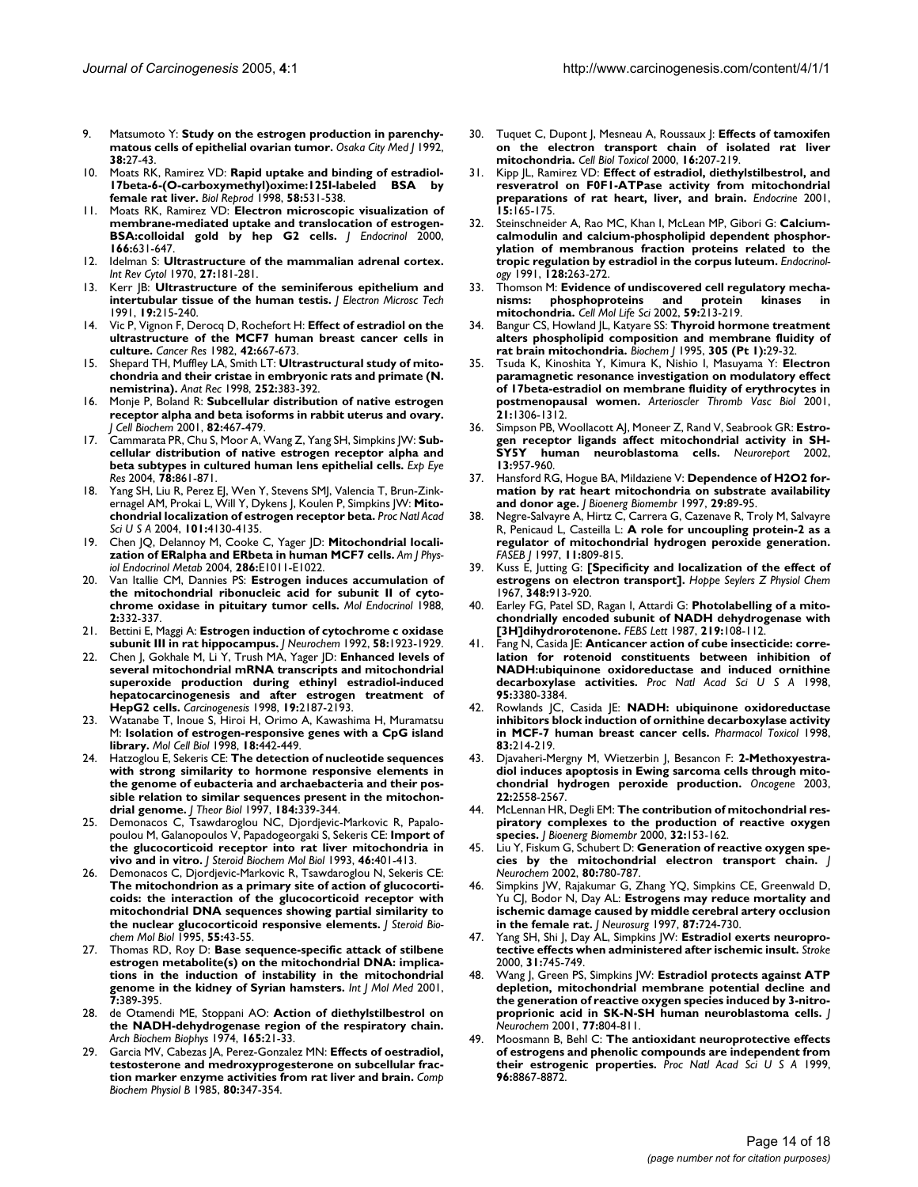9. Matsumoto Y: **Study on the estrogen production in parenchymatous cells of epithelial ovarian tumor.** *Osaka City Med J* 1992, **38:**27-43.
10. Moats RK, Ramirez VD: **Rapid uptake and binding of estradiol-17beta-6-(O-carboxymethyl)oxime:125I-labeled BSA by female rat liver.** *Biol Reprod* 1998, **58:**531-538.
11. Moats RK, Ramirez VD: **Electron microscopic visualization of membrane-mediated uptake and translocation of estrogen-BSA:colloidal gold by hep G2 cells.** *J Endocrinol* 2000, **166:**631-647.
12. Idelman S: **Ultrastructure of the mammalian adrenal cortex.** *Int Rev Cytol* 1970, **27:**181-281.
13. Kerr JB: **Ultrastructure of the seminiferous epithelium and intertubular tissue of the human testis.** *J Electron Microsc Tech* 1991, **19:**215-240.
14. Vic P, Vignon F, Derocq D, Rochefort H: **Effect of estradiol on the ultrastructure of the MCF7 human breast cancer cells in culture.** *Cancer Res* 1982, **42:**667-673.
15. Shepard TH, Muffley LA, Smith LT: **Ultrastructural study of mitochondria and their cristae in embryonic rats and primate (N. nemistrina).** *Anat Rec* 1998, **252:**383-392.
16. Monje P, Boland R: **Subcellular distribution of native estrogen receptor alpha and beta isoforms in rabbit uterus and ovary.** *J Cell Biochem* 2001, **82:**467-479.
17. Cammarata PR, Chu S, Moor A, Wang Z, Yang SH, Simpkins JW: **Subcellular distribution of native estrogen receptor alpha and beta subtypes in cultured human lens epithelial cells.** *Exp Eye Res* 2004, **78:**861-871.
18. Yang SH, Liu R, Perez EJ, Wen Y, Stevens SMJ, Valencia T, Brun-Zinkernagel AM, Prokai L, Will Y, Dykens J, Koulen P, Simpkins JW: **Mitochondrial localization of estrogen receptor beta.** *Proc Natl Acad Sci U S A* 2004, **101:**4130-4135.
19. Chen JQ, Delannoy M, Cooke C, Yager JD: **Mitochondrial localization of ERalpha and ERbeta in human MCF7 cells.** *Am J Physiol Endocrinol Metab* 2004, **286:**E1011-E1022.
20. Van Itallie CM, Dannies PS: **Estrogen induces accumulation of the mitochondrial ribonucleic acid for subunit II of cytochrome oxidase in pituitary tumor cells.** *Mol Endocrinol* 1988, **2:**332-337.
21. Bettini E, Maggi A: **Estrogen induction of cytochrome c oxidase subunit III in rat hippocampus.** *J Neurochem* 1992, **58:**1923-1929.
22. Chen J, Gokhale M, Li Y, Trush MA, Yager JD: **Enhanced levels of several mitochondrial mRNA transcripts and mitochondrial superoxide production during ethinyl estradiol-induced hepatocarcinogenesis and after estrogen treatment of HepG2 cells.** *Carcinogenesis* 1998, **19:**2187-2193.
23. Watanabe T, Inoue S, Hiroi H, Orimo A, Kawashima H, Muramatsu M: **Isolation of estrogen-responsive genes with a CpG island library.** *Mol Cell Biol* 1998, **18:**442-449.
24. Hatzoglou E, Sekeris CE: **The detection of nucleotide sequences with strong similarity to hormone responsive elements in the genome of eubacteria and archaebacteria and their possible relation to similar sequences present in the mitochondrial genome.** *J Theor Biol* 1997, **184:**339-344.
25. Demonacos C, Tsawdaroglou NC, Djordjevic-Markovic R, Papalopoulou M, Galanopoulos V, Papadogeorgaki S, Sekeris CE: **Import of the glucocorticoid receptor into rat liver mitochondria in vivo and in vitro.** *J Steroid Biochem Mol Biol* 1993, **46:**401-413.
26. Demonacos C, Djordjevic-Markovic R, Tsawdaroglou N, Sekeris CE: **The mitochondrion as a primary site of action of glucocorticoids: the interaction of the glucocorticoid receptor with mitochondrial DNA sequences showing partial similarity to the nuclear glucocorticoid responsive elements.** *J Steroid Biochem Mol Biol* 1995, **55:**43-55.
27. Thomas RD, Roy D: **Base sequence-specific attack of stilbene estrogen metabolite(s) on the mitochondrial DNA: implications in the induction of instability in the mitochondrial genome in the kidney of Syrian hamsters.** *Int J Mol Med* 2001, **7:**389-395.
28. de Otamendi ME, Stoppani AO: **Action of diethylstilbestrol on the NADH-dehydrogenase region of the respiratory chain.** *Arch Biochem Biophys* 1974, **165:**21-33.
29. Garcia MV, Cabezas JA, Perez-Gonzalez MN: **Effects of oestradiol, testosterone and medroxyprogesterone on subcellular fraction marker enzyme activities from rat liver and brain.** *Comp Biochem Physiol B* 1985, **80:**347-354.
30. Tuquet C, Dupont J, Mesneau A, Roussaux J: **Effects of tamoxifen on the electron transport chain of isolated rat liver mitochondria.** *Cell Biol Toxicol* 2000, **16:**207-219.
31. Kipp JL, Ramirez VD: **Effect of estradiol, diethylstilbestrol, and resveratrol on F0F1-ATPase activity from mitochondrial preparations of rat heart, liver, and brain.** *Endocrine* 2001, **15:**165-175.
32. Steinschneider A, Rao MC, Khan I, McLean MP, Gibori G: **Calcium-calmodulin and calcium-phospholipid dependent phosphorylation of membranous fraction proteins related to the tropic regulation by estradiol in the corpus luteum.** *Endocrinology* 1991, **128:**263-272.
33. Thomson M: **Evidence of undiscovered cell regulatory mechanisms: phosphoproteins and protein kinases in mitochondria.** *Cell Mol Life Sci* 2002, **59:**213-219.
34. Bangur CS, Howland JL, Katyare SS: **Thyroid hormone treatment alters phospholipid composition and membrane fluidity of rat brain mitochondria.** *Biochem J* 1995, **305 (Pt 1):**29-32.
35. Tsuda K, Kinoshita Y, Kimura K, Nishio I, Masuyama Y: **Electron paramagnetic resonance investigation on modulatory effect of 17beta-estradiol on membrane fluidity of erythrocytes in postmenopausal women.** *Arterioscler Thromb Vasc Biol* 2001, **21:**1306-1312.
36. Simpson PB, Woollacott AJ, Moneer Z, Rand V, Seabrook GR: **Estrogen receptor ligands affect mitochondrial activity in SH-SY5Y human neuroblastoma cells.** *Neuroreport* 2002, **13:**957-960.
37. Hansford RG, Hogue BA, Mildaziene V: **Dependence of H2O2 formation by rat heart mitochondria on substrate availability and donor age.** *J Bioenerg Biomembr* 1997, **29:**89-95.
38. Negre-Salvayre A, Hirtz C, Carrera G, Cazenave R, Troly M, Salvayre R, Penicaud L, Casteilla L: **A role for uncoupling protein-2 as a regulator of mitochondrial hydrogen peroxide generation.** *FASEB J* 1997, **11:**809-815.
39. Kuss E, Jutting G: **[Specificity and localization of the effect of estrogens on electron transport].** *Hoppe Seylers Z Physiol Chem* 1967, **348:**913-920.
40. Earley FG, Patel SD, Ragan I, Attardi G: **Photolabelling of a mitochondrially encoded subunit of NADH dehydrogenase with [3H]dihydrorotenone.** *FEBS Lett* 1987, **219:**108-112.
41. Fang N, Casida JE: **Anticancer action of cube insecticide: correlation for rotenoid constituents between inhibition of NADH:ubiquinone oxidoreductase and induced ornithine decarboxylase activities.** *Proc Natl Acad Sci U S A* 1998, **95:**3380-3384.
42. Rowlands JC, Casida JE: **NADH: ubiquinone oxidoreductase inhibitors block induction of ornithine decarboxylase activity in MCF-7 human breast cancer cells.** *Pharmacol Toxicol* 1998, **83:**214-219.
43. Djavaheri-Mergny M, Wietzerbin J, Besancon F: **2-Methoxyestradiol induces apoptosis in Ewing sarcoma cells through mitochondrial hydrogen peroxide production.** *Oncogene* 2003, **22:**2558-2567.
44. McLennan HR, Degli EM: **The contribution of mitochondrial respiratory complexes to the production of reactive oxygen species.** *J Bioenerg Biomembr* 2000, **32:**153-162.
45. Liu Y, Fiskum G, Schubert D: **Generation of reactive oxygen species by the mitochondrial electron transport chain.** *J Neurochem* 2002, **80:**780-787.
46. Simpkins JW, Rajakumar G, Zhang YQ, Simpkins CE, Greenwald D, Yu CJ, Bodor N, Day AL: **Estrogens may reduce mortality and ischemic damage caused by middle cerebral artery occlusion in the female rat.** *J Neurosurg* 1997, **87:**724-730.
47. Yang SH, Shi J, Day AL, Simpkins JW: **Estradiol exerts neuroprotective effects when administered after ischemic insult.** *Stroke* 2000, **31:**745-749.
48. Wang J, Green PS, Simpkins JW: **Estradiol protects against ATP depletion, mitochondrial membrane potential decline and the generation of reactive oxygen species induced by 3-nitroproprionic acid in SK-N-SH human neuroblastoma cells.** *J Neurochem* 2001, **77:**804-811.
49. Moosmann B, Behl C: **The antioxidant neuroprotective effects of estrogens and phenolic compounds are independent from their estrogenic properties.** *Proc Natl Acad Sci U S A* 1999, **96:**8867-8872.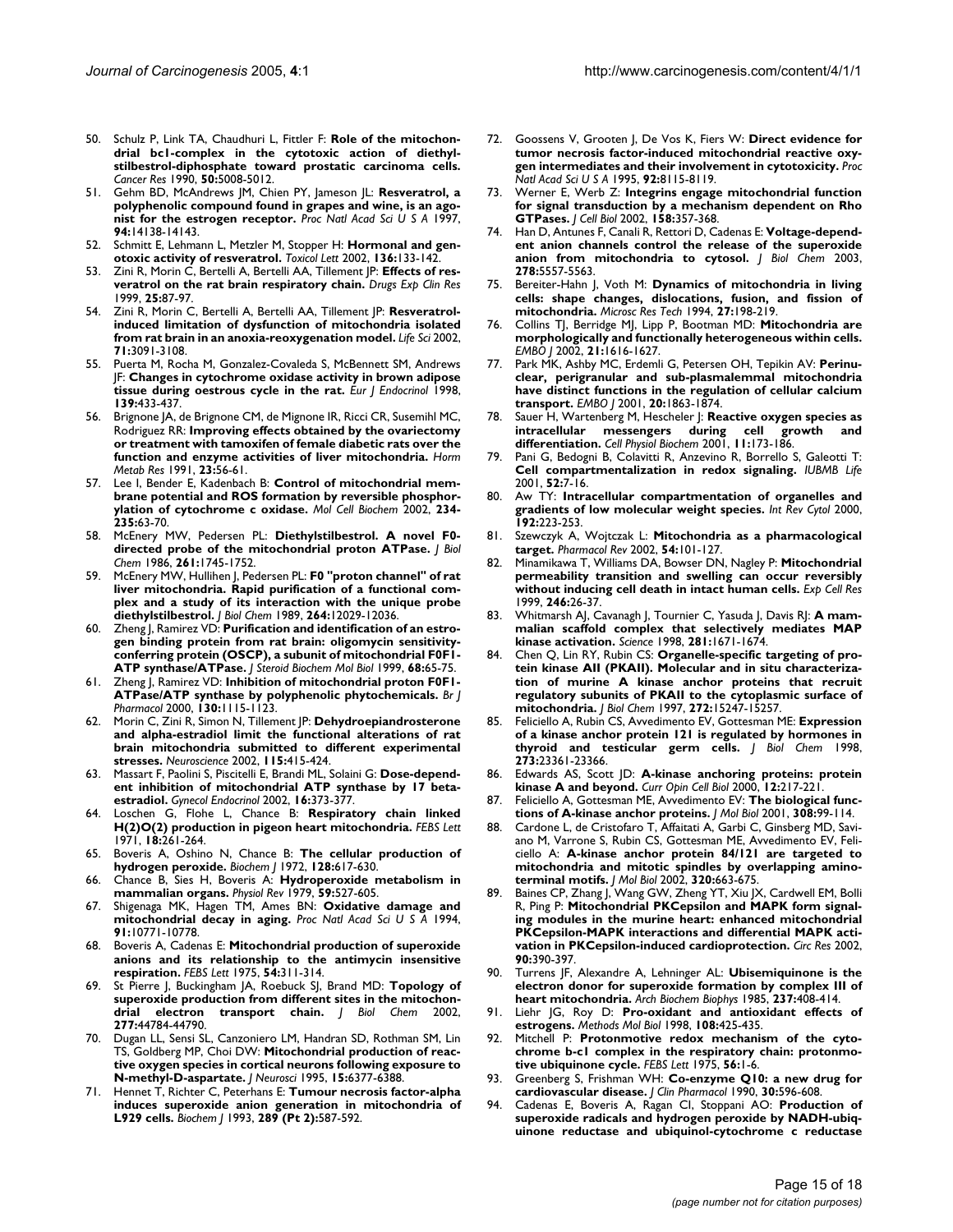50. Schulz P, Link TA, Chaudhuri L, Fittler F: **Role of the mitochondrial bc1-complex in the cytotoxic action of diethylstilbestrol-diphosphate toward prostatic carcinoma cells.** *Cancer Res* 1990, **50:**5008-5012.
51. Gehm BD, McAndrews JM, Chien PY, Jameson JL: **Resveratrol, a polyphenolic compound found in grapes and wine, is an agonist for the estrogen receptor.** *Proc Natl Acad Sci U S A* 1997, **94:**14138-14143.
52. Schmitt E, Lehmann L, Metzler M, Stopper H: **Hormonal and genotoxic activity of resveratrol.** *Toxicol Lett* 2002, **136:**133-142.
53. Zini R, Morin C, Bertelli A, Bertelli AA, Tillement JP: **Effects of resveratrol on the rat brain respiratory chain.** *Drugs Exp Clin Res* 1999, **25:**87-97.
54. Zini R, Morin C, Bertelli A, Bertelli AA, Tillement JP: **Resveratrol-induced limitation of dysfunction of mitochondria isolated from rat brain in an anoxia-reoxygenation model.** *Life Sci* 2002, **71:**3091-3108.
55. Puerta M, Rocha M, Gonzalez-Covaleda S, McBennett SM, Andrews JF: **Changes in cytochrome oxidase activity in brown adipose tissue during oestrous cycle in the rat.** *Eur J Endocrinol* 1998, **139:**433-437.
56. Brignone JA, de Brignone CM, de Mignone IR, Ricci CR, Susemihl MC, Rodriguez RR: **Improving effects obtained by the ovariectomy or treatment with tamoxifen of female diabetic rats over the function and enzyme activities of liver mitochondria.** *Horm Metab Res* 1991, **23:**56-61.
57. Lee I, Bender E, Kadenbach B: **Control of mitochondrial membrane potential and ROS formation by reversible phosphorylation of cytochrome c oxidase.** *Mol Cell Biochem* 2002, **234-235:**63-70.
58. McEnery MW, Pedersen PL: **Diethylstilbestrol. A novel F0-directed probe of the mitochondrial proton ATPase.** *J Biol Chem* 1986, **261:**1745-1752.
59. McEnery MW, Hullihen J, Pedersen PL: **F0 "proton channel" of rat liver mitochondria. Rapid purification of a functional complex and a study of its interaction with the unique probe diethylstilbestrol.** *J Biol Chem* 1989, **264:**12029-12036.
60. Zheng J, Ramirez VD: **Purification and identification of an estrogen binding protein from rat brain: oligomycin sensitivity-conferring protein (OSCP), a subunit of mitochondrial F0F1-ATP synthase/ATPase.** *J Steroid Biochem Mol Biol* 1999, **68:**65-75.
61. Zheng J, Ramirez VD: **Inhibition of mitochondrial proton F0F1-ATPase/ATP synthase by polyphenolic phytochemicals.** *Br J Pharmacol* 2000, **130:**1115-1123.
62. Morin C, Zini R, Simon N, Tillement JP: **Dehydroepiandrosterone and alpha-estradiol limit the functional alterations of rat brain mitochondria submitted to different experimental stresses.** *Neuroscience* 2002, **115:**415-424.
63. Massart F, Paolini S, Piscitelli E, Brandi ML, Solaini G: **Dose-dependent inhibition of mitochondrial ATP synthase by 17 beta-estradiol.** *Gynecol Endocrinol* 2002, **16:**373-377.
64. Loschen G, Flohe L, Chance B: **Respiratory chain linked H(2)O(2) production in pigeon heart mitochondria.** *FEBS Lett* 1971, **18:**261-264.
65. Boveris A, Oshino N, Chance B: **The cellular production of hydrogen peroxide.** *Biochem J* 1972, **128:**617-630.
66. Chance B, Sies H, Boveris A: **Hydroperoxide metabolism in mammalian organs.** *Physiol Rev* 1979, **59:**527-605.
67. Shigenaga MK, Hagen TM, Ames BN: **Oxidative damage and mitochondrial decay in aging.** *Proc Natl Acad Sci U S A* 1994, **91:**10771-10778.
68. Boveris A, Cadenas E: **Mitochondrial production of superoxide anions and its relationship to the antimycin insensitive respiration.** *FEBS Lett* 1975, **54:**311-314.
69. St Pierre J, Buckingham JA, Roebuck SJ, Brand MD: **Topology of superoxide production from different sites in the mitochondrial electron transport chain.** *J Biol Chem* 2002, **277:**44784-44790.
70. Dugan LL, Sensi SL, Canzoniero LM, Handran SD, Rothman SM, Lin TS, Goldberg MP, Choi DW: **Mitochondrial production of reactive oxygen species in cortical neurons following exposure to N-methyl-D-aspartate.** *J Neurosci* 1995, **15:**6377-6388.
71. Hennet T, Richter C, Peterhans E: **Tumour necrosis factor-alpha induces superoxide anion generation in mitochondria of L929 cells.** *Biochem J* 1993, **289 (Pt 2):**587-592.
72. Goossens V, Grooten J, De Vos K, Fiers W: **Direct evidence for tumor necrosis factor-induced mitochondrial reactive oxygen intermediates and their involvement in cytotoxicity.** *Proc Natl Acad Sci U S A* 1995, **92:**8115-8119.
73. Werner E, Werb Z: **Integrins engage mitochondrial function for signal transduction by a mechanism dependent on Rho GTPases.** *J Cell Biol* 2002, **158:**357-368.
74. Han D, Antunes F, Canali R, Rettori D, Cadenas E: **Voltage-dependent anion channels control the release of the superoxide anion from mitochondria to cytosol.** *J Biol Chem* 2003, **278:**5557-5563.
75. Bereiter-Hahn J, Voth M: **Dynamics of mitochondria in living cells: shape changes, dislocations, fusion, and fission of mitochondria.** *Microsc Res Tech* 1994, **27:**198-219.
76. Collins TJ, Berridge MJ, Lipp P, Bootman MD: **Mitochondria are morphologically and functionally heterogeneous within cells.** *EMBO J* 2002, **21:**1616-1627.
77. Park MK, Ashby MC, Erdemli G, Petersen OH, Tepikin AV: **Perinuclear, perigranular and sub-plasmalemmal mitochondria have distinct functions in the regulation of cellular calcium transport.** *EMBO J* 2001, **20:**1863-1874.
78. Sauer H, Wartenberg M, Hescheler J: **Reactive oxygen species as intracellular messengers during cell growth and differentiation.** *Cell Physiol Biochem* 2001, **11:**173-186.
79. Pani G, Bedogni B, Colavitti R, Anzevino R, Borrello S, Galeotti T: **Cell compartmentalization in redox signaling.** *IUBMB Life* 2001, **52:**7-16.
80. Aw TY: **Intracellular compartmentation of organelles and gradients of low molecular weight species.** *Int Rev Cytol* 2000, **192:**223-253.
81. Szewczyk A, Wojtczak L: **Mitochondria as a pharmacological target.** *Pharmacol Rev* 2002, **54:**101-127.
82. Minamikawa T, Williams DA, Bowser DN, Nagley P: **Mitochondrial permeability transition and swelling can occur reversibly without inducing cell death in intact human cells.** *Exp Cell Res* 1999, **246:**26-37.
83. Whitmarsh AJ, Cavanagh J, Tournier C, Yasuda J, Davis RJ: **A mammalian scaffold complex that selectively mediates MAP kinase activation.** *Science* 1998, **281:**1671-1674.
84. Chen Q, Lin RY, Rubin CS: **Organelle-specific targeting of protein kinase AII (PKAII). Molecular and in situ characterization of murine A kinase anchor proteins that recruit regulatory subunits of PKAII to the cytoplasmic surface of mitochondria.** *J Biol Chem* 1997, **272:**15247-15257.
85. Feliciello A, Rubin CS, Avvedimento EV, Gottesman ME: **Expression of a kinase anchor protein 121 is regulated by hormones in thyroid and testicular germ cells.** *J Biol Chem* 1998, **273:**23361-23366.
86. Edwards AS, Scott JD: **A-kinase anchoring proteins: protein kinase A and beyond.** *Curr Opin Cell Biol* 2000, **12:**217-221.
87. Feliciello A, Gottesman ME, Avvedimento EV: **The biological functions of A-kinase anchor proteins.** *J Mol Biol* 2001, **308:**99-114.
88. Cardone L, de Cristofaro T, Affaitati A, Garbi C, Ginsberg MD, Saviano M, Varrone S, Rubin CS, Gottesman ME, Avvedimento EV, Feliciello A: **A-kinase anchor protein 84/121 are targeted to mitochondria and mitotic spindles by overlapping amino-terminal motifs.** *J Mol Biol* 2002, **320:**663-675.
89. Baines CP, Zhang J, Wang GW, Zheng YT, Xiu JX, Cardwell EM, Bolli R, Ping P: **Mitochondrial PKCepsilon and MAPK form signaling modules in the murine heart: enhanced mitochondrial PKCepsilon-MAPK interactions and differential MAPK activation in PKCepsilon-induced cardioprotection.** *Circ Res* 2002, **90:**390-397.
90. Turrens JF, Alexandre A, Lehninger AL: **Ubisemiquinone is the electron donor for superoxide formation by complex III of heart mitochondria.** *Arch Biochem Biophys* 1985, **237:**408-414.
91. Liehr JG, Roy D: **Pro-oxidant and antioxidant effects of estrogens.** *Methods Mol Biol* 1998, **108:**425-435.
92. Mitchell P: **Protonmotive redox mechanism of the cytochrome b-c1 complex in the respiratory chain: protonmotive ubiquinone cycle.** *FEBS Lett* 1975, **56:**1-6.
93. Greenberg S, Frishman WH: **Co-enzyme Q10: a new drug for cardiovascular disease.** *J Clin Pharmacol* 1990, **30:**596-608.
94. Cadenas E, Boveris A, Ragan CI, Stoppani AO: **Production of superoxide radicals and hydrogen peroxide by NADH-ubiquinone reductase and ubiquinol-cytochrome c reductase**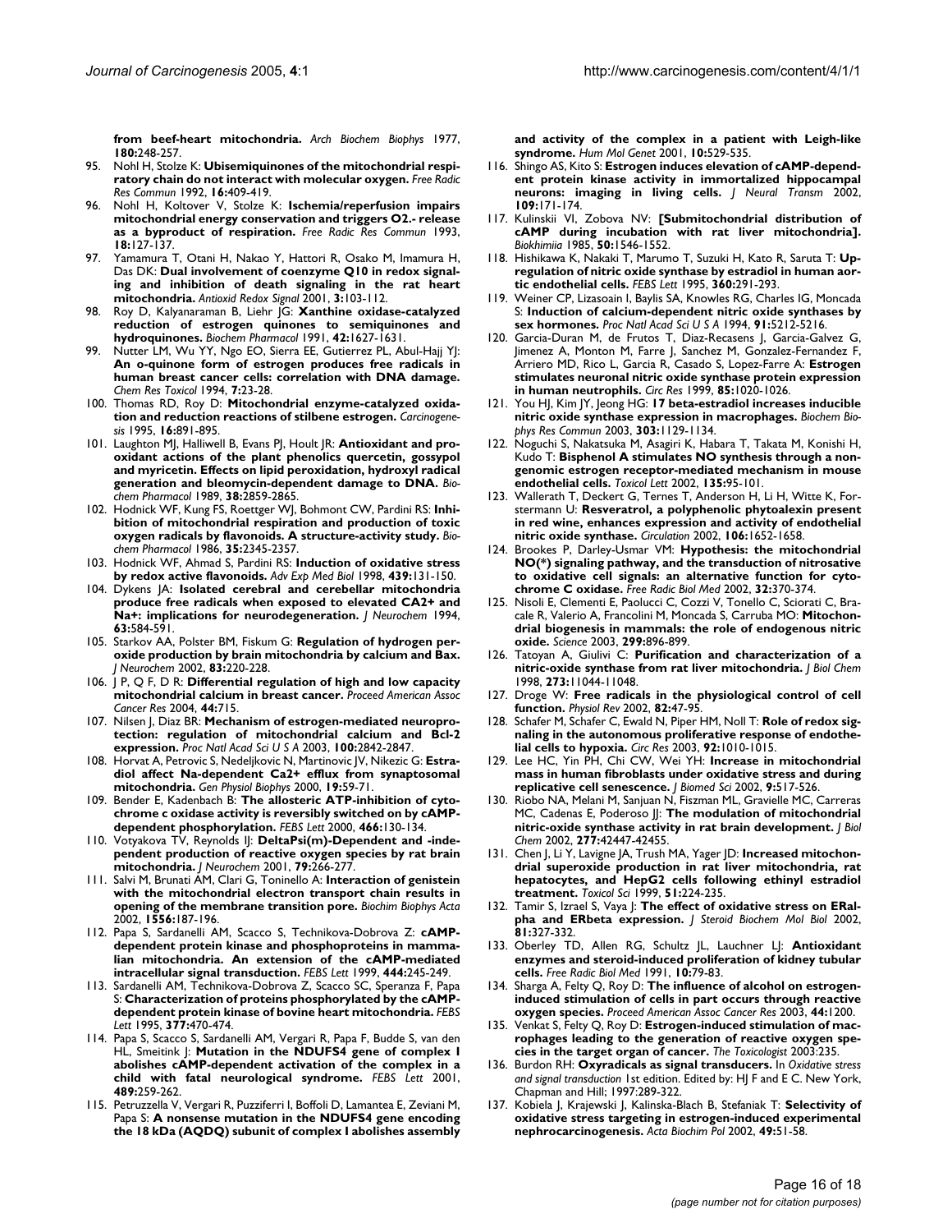**from beef-heart mitochondria.** *Arch Biochem Biophys* 1977, **180:**248-257.

95. Nohl H, Stolze K: **Ubisemiquinones of the mitochondrial respiratory chain do not interact with molecular oxygen.** *Free Radic Res Commun* 1992, **16:**409-419.
96. Nohl H, Koltover V, Stolze K: **Ischemia/reperfusion impairs mitochondrial energy conservation and triggers O2.- release as a byproduct of respiration.** *Free Radic Res Commun* 1993, **18:**127-137.
97. Yamamura T, Otani H, Nakao Y, Hattori R, Osako M, Imamura H, Das DK: **Dual involvement of coenzyme Q10 in redox signaling and inhibition of death signaling in the rat heart mitochondria.** *Antioxid Redox Signal* 2001, **3:**103-112.
98. Roy D, Kalyanaraman B, Liehr JG: **Xanthine oxidase-catalyzed reduction of estrogen quinones to semiquinones and hydroquinones.** *Biochem Pharmacol* 1991, **42:**1627-1631.
99. Nutter LM, Wu YY, Ngo EO, Sierra EE, Gutierrez PL, Abul-Hajj YJ: **An o-quinone form of estrogen produces free radicals in human breast cancer cells: correlation with DNA damage.** *Chem Res Toxicol* 1994, **7:**23-28.
100. Thomas RD, Roy D: **Mitochondrial enzyme-catalyzed oxidation and reduction reactions of stilbene estrogen.** *Carcinogenesis* 1995, **16:**891-895.
101. Laughton MJ, Halliwell B, Evans PJ, Hoult JR: **Antioxidant and prooxidant actions of the plant phenolics quercetin, gossypol and myricetin. Effects on lipid peroxidation, hydroxyl radical generation and bleomycin-dependent damage to DNA.** *Biochem Pharmacol* 1989, **38:**2859-2865.
102. Hodnick WF, Kung FS, Roettger WJ, Bohmont CW, Pardini RS: **Inhibition of mitochondrial respiration and production of toxic oxygen radicals by flavonoids. A structure-activity study.** *Biochem Pharmacol* 1986, **35:**2345-2357.
103. Hodnick WF, Ahmad S, Pardini RS: **Induction of oxidative stress by redox active flavonoids.** *Adv Exp Med Biol* 1998, **439:**131-150.
104. Dykens JA: **Isolated cerebral and cerebellar mitochondria produce free radicals when exposed to elevated CA2+ and Na+: implications for neurodegeneration.** *J Neurochem* 1994, **63:**584-591.
105. Starkov AA, Polster BM, Fiskum G: **Regulation of hydrogen peroxide production by brain mitochondria by calcium and Bax.** *J Neurochem* 2002, **83:**220-228.
106. J P, Q F, D R: **Differential regulation of high and low capacity mitochondrial calcium in breast cancer.** *Proceed American Assoc Cancer Res* 2004, **44:**715.
107. Nilsen J, Diaz BR: **Mechanism of estrogen-mediated neuroprotection: regulation of mitochondrial calcium and Bcl-2 expression.** *Proc Natl Acad Sci U S A* 2003, **100:**2842-2847.
108. Horvat A, Petrovic S, Nedeljkovic N, Martinovic JV, Nikezic G: **Estradiol affect Na-dependent Ca2+ efflux from synaptosomal mitochondria.** *Gen Physiol Biophys* 2000, **19:**59-71.
109. Bender E, Kadenbach B: **The allosteric ATP-inhibition of cytochrome c oxidase activity is reversibly switched on by cAMP-dependent phosphorylation.** *FEBS Lett* 2000, **466:**130-134.
110. Votyakova TV, Reynolds IJ: **DeltaPsi(m)-Dependent and -independent production of reactive oxygen species by rat brain mitochondria.** *J Neurochem* 2001, **79:**266-277.
111. Salvi M, Brunati AM, Clari G, Toninello A: **Interaction of genistein with the mitochondrial electron transport chain results in opening of the membrane transition pore.** *Biochim Biophys Acta* 2002, **1556:**187-196.
112. Papa S, Sardanelli AM, Scacco S, Technikova-Dobrova Z: **cAMP-dependent protein kinase and phosphoproteins in mammalian mitochondria. An extension of the cAMP-mediated intracellular signal transduction.** *FEBS Lett* 1999, **444:**245-249.
113. Sardanelli AM, Technikova-Dobrova Z, Scacco SC, Speranza F, Papa S: **Characterization of proteins phosphorylated by the cAMP-dependent protein kinase of bovine heart mitochondria.** *FEBS Lett* 1995, **377:**470-474.
114. Papa S, Scacco S, Sardanelli AM, Vergari R, Papa F, Budde S, van den HL, Smeitink J: **Mutation in the NDUFS4 gene of complex I abolishes cAMP-dependent activation of the complex in a child with fatal neurological syndrome.** *FEBS Lett* 2001, **489:**259-262.
115. Petruzzella V, Vergari R, Puzziferri I, Boffoli D, Lamantea E, Zeviani M, Papa S: **A nonsense mutation in the NDUFS4 gene encoding the 18 kDa (AQDQ) subunit of complex I abolishes assembly and activity of the complex in a patient with Leigh-like syndrome.** *Hum Mol Genet* 2001, **10:**529-535.
116. Shingo AS, Kito S: **Estrogen induces elevation of cAMP-dependent protein kinase activity in immortalized hippocampal neurons: imaging in living cells.** *J Neural Transm* 2002, **109:**171-174.
117. Kulinskii VI, Zobova NV: **[Submitochondrial distribution of cAMP during incubation with rat liver mitochondria].** *Biokhimiia* 1985, **50:**1546-1552.
118. Hishikawa K, Nakaki T, Marumo T, Suzuki H, Kato R, Saruta T: **Up-regulation of nitric oxide synthase by estradiol in human aortic endothelial cells.** *FEBS Lett* 1995, **360:**291-293.
119. Weiner CP, Lizasoain I, Baylis SA, Knowles RG, Charles IG, Moncada S: **Induction of calcium-dependent nitric oxide synthases by sex hormones.** *Proc Natl Acad Sci U S A* 1994, **91:**5212-5216.
120. Garcia-Duran M, de Frutos T, Diaz-Recasens J, Garcia-Galvez G, Jimenez A, Monton M, Farre J, Sanchez M, Gonzalez-Fernandez F, Arriero MD, Rico L, Garcia R, Casado S, Lopez-Farre A: **Estrogen stimulates neuronal nitric oxide synthase protein expression in human neutrophils.** *Circ Res* 1999, **85:**1020-1026.
121. You HJ, Kim JY, Jeong HG: **17 beta-estradiol increases inducible nitric oxide synthase expression in macrophages.** *Biochem Biophys Res Commun* 2003, **303:**1129-1134.
122. Noguchi S, Nakatsuka M, Asagiri K, Habara T, Takata M, Konishi H, Kudo T: **Bisphenol A stimulates NO synthesis through a non-genomic estrogen receptor-mediated mechanism in mouse endothelial cells.** *Toxicol Lett* 2002, **135:**95-101.
123. Wallerath T, Deckert G, Ternes T, Anderson H, Li H, Witte K, Forstermann U: **Resveratrol, a polyphenolic phytoalexin present in red wine, enhances expression and activity of endothelial nitric oxide synthase.** *Circulation* 2002, **106:**1652-1658.
124. Brookes P, Darley-Usmar VM: **Hypothesis: the mitochondrial NO(*) signaling pathway, and the transduction of nitrosative to oxidative cell signals: an alternative function for cytochrome C oxidase.** *Free Radic Biol Med* 2002, **32:**370-374.
125. Nisoli E, Clementi E, Paolucci C, Cozzi V, Tonello C, Sciorati C, Bracale R, Valerio A, Francolini M, Moncada S, Carruba MO: **Mitochondrial biogenesis in mammals: the role of endogenous nitric oxide.** *Science* 2003, **299:**896-899.
126. Tatoyan A, Giulivi C: **Purification and characterization of a nitric-oxide synthase from rat liver mitochondria.** *J Biol Chem* 1998, **273:**11044-11048.
127. Droge W: **Free radicals in the physiological control of cell function.** *Physiol Rev* 2002, **82:**47-95.
128. Schafer M, Schafer C, Ewald N, Piper HM, Noll T: **Role of redox signaling in the autonomous proliferative response of endothelial cells to hypoxia.** *Circ Res* 2003, **92:**1010-1015.
129. Lee HC, Yin PH, Chi CW, Wei YH: **Increase in mitochondrial mass in human fibroblasts under oxidative stress and during replicative cell senescence.** *J Biomed Sci* 2002, **9:**517-526.
130. Riobo NA, Melani M, Sanjuan N, Fiszman ML, Gravielle MC, Carreras MC, Cadenas E, Poderoso JJ: **The modulation of mitochondrial nitric-oxide synthase activity in rat brain development.** *J Biol Chem* 2002, **277:**42447-42455.
131. Chen J, Li Y, Lavigne JA, Trush MA, Yager JD: **Increased mitochondrial superoxide production in rat liver mitochondria, rat hepatocytes, and HepG2 cells following ethinyl estradiol treatment.** *Toxicol Sci* 1999, **51:**224-235.
132. Tamir S, Izrael S, Vaya J: **The effect of oxidative stress on ERalpha and ERbeta expression.** *J Steroid Biochem Mol Biol* 2002, **81:**327-332.
133. Oberley TD, Allen RG, Schultz JL, Lauchner LJ: **Antioxidant enzymes and steroid-induced proliferation of kidney tubular cells.** *Free Radic Biol Med* 1991, **10:**79-83.
134. Sharga A, Felty Q, Roy D: **The influence of alcohol on estrogen-induced stimulation of cells in part occurs through reactive oxygen species.** *Proceed American Assoc Cancer Res* 2003, **44:**1200.
135. Venkat S, Felty Q, Roy D: **Estrogen-induced stimulation of macrophages leading to the generation of reactive oxygen species in the target organ of cancer.** *The Toxicologist* 2003:235.
136. Burdon RH: **Oxyradicals as signal transducers.** In *Oxidative stress and signal transduction* 1st edition. Edited by: HJ F and E C. New York, Chapman and Hill; 1997:289-322.
137. Kobiela J, Krajewski J, Kalinska-Blach B, Stefaniak T: **Selectivity of oxidative stress targeting in estrogen-induced experimental nephrocarcinogenesis.** *Acta Biochim Pol* 2002, **49:**51-58.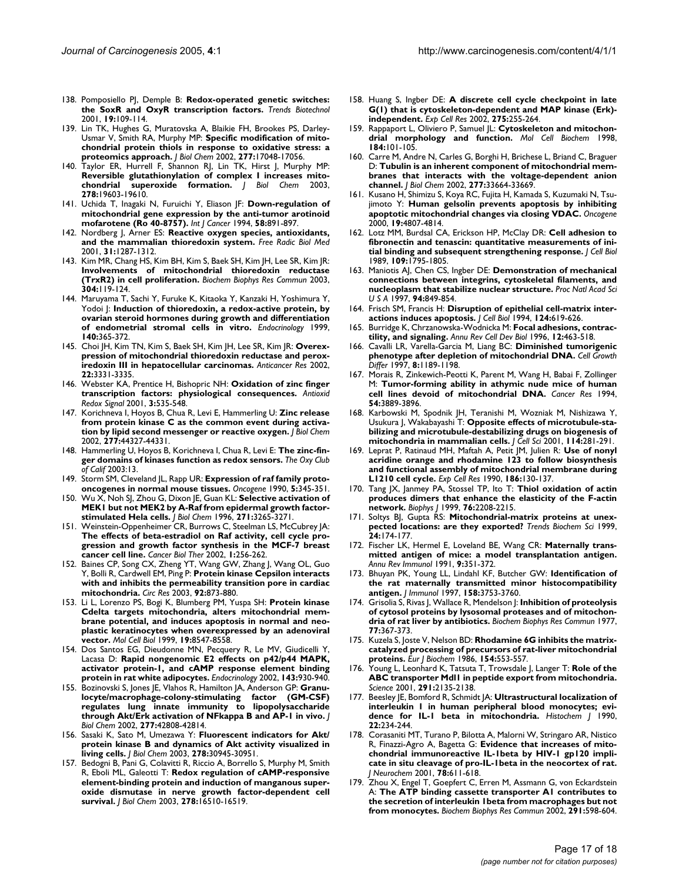138. Pomposiello PJ, Demple B: **Redox-operated genetic switches: the SoxR and OxyR transcription factors.** *Trends Biotechnol* 2001, **19:**109-114.
139. Lin TK, Hughes G, Muratovska A, Blaikie FH, Brookes PS, Darley-Usmar V, Smith RA, Murphy MP: **Specific modification of mitochondrial protein thiols in response to oxidative stress: a proteomics approach.** *J Biol Chem* 2002, **277:**17048-17056.
140. Taylor ER, Hurrell F, Shannon RJ, Lin TK, Hirst J, Murphy MP: **Reversible glutathionylation of complex I increases mitochondrial superoxide formation.** *J Biol Chem* 2003, **278:**19603-19610.
141. Uchida T, Inagaki N, Furuichi Y, Eliason JF: **Down-regulation of mitochondrial gene expression by the anti-tumor arotinoid mofarotene (Ro 40-8757).** *Int J Cancer* 1994, **58:**891-897.
142. Nordberg J, Arner ES: **Reactive oxygen species, antioxidants, and the mammalian thioredoxin system.** *Free Radic Biol Med* 2001, **31:**1287-1312.
143. Kim MR, Chang HS, Kim BH, Kim S, Baek SH, Kim JH, Lee SR, Kim JR: **Involvements of mitochondrial thioredoxin reductase (TrxR2) in cell proliferation.** *Biochem Biophys Res Commun* 2003, **304:**119-124.
144. Maruyama T, Sachi Y, Furuke K, Kitaoka Y, Kanzaki H, Yoshimura Y, Yodoi J: **Induction of thioredoxin, a redox-active protein, by ovarian steroid hormones during growth and differentiation of endometrial stromal cells in vitro.** *Endocrinology* 1999, **140:**365-372.
145. Choi JH, Kim TN, Kim S, Baek SH, Kim JH, Lee SR, Kim JR: **Overexpression of mitochondrial thioredoxin reductase and peroxiredoxin III in hepatocellular carcinomas.** *Anticancer Res* 2002, **22:**3331-3335.
146. Webster KA, Prentice H, Bishopric NH: **Oxidation of zinc finger transcription factors: physiological consequences.** *Antioxid Redox Signal* 2001, **3:**535-548.
147. Korichneva I, Hoyos B, Chua R, Levi E, Hammerling U: **Zinc release from protein kinase C as the common event during activation by lipid second messenger or reactive oxygen.** *J Biol Chem* 2002, **277:**44327-44331.
148. Hammerling U, Hoyos B, Korichneva I, Chua R, Levi E: **The zinc-finger domains of kinases function as redox sensors.** *The Oxy Club of Calif* 2003:13.
149. Storm SM, Cleveland JL, Rapp UR: **Expression of raf family proto-oncogenes in normal mouse tissues.** *Oncogene* 1990, **5:**345-351.
150. Wu X, Noh SJ, Zhou G, Dixon JE, Guan KL: **Selective activation of MEK1 but not MEK2 by A-Raf from epidermal growth factor-stimulated Hela cells.** *J Biol Chem* 1996, **271:**3265-3271.
151. Weinstein-Oppenheimer CR, Burrows C, Steelman LS, McCubrey JA: **The effects of beta-estradiol on Raf activity, cell cycle progression and growth factor synthesis in the MCF-7 breast cancer cell line.** *Cancer Biol Ther* 2002, **1:**256-262.
152. Baines CP, Song CX, Zheng YT, Wang GW, Zhang J, Wang OL, Guo Y, Bolli R, Cardwell EM, Ping P: **Protein kinase Cepsilon interacts with and inhibits the permeability transition pore in cardiac mitochondria.** *Circ Res* 2003, **92:**873-880.
153. Li L, Lorenzo PS, Bogi K, Blumberg PM, Yuspa SH: **Protein kinase Cdelta targets mitochondria, alters mitochondrial membrane potential, and induces apoptosis in normal and neoplastic keratinocytes when overexpressed by an adenoviral vector.** *Mol Cell Biol* 1999, **19:**8547-8558.
154. Dos Santos EG, Dieudonne MN, Pecquery R, Le MV, Giudicelli Y, Lacasa D: **Rapid nongenomic E2 effects on p42/p44 MAPK, activator protein-1, and cAMP response element binding protein in rat white adipocytes.** *Endocrinology* 2002, **143:**930-940.
155. Bozinovski S, Jones JE, Vlahos R, Hamilton JA, Anderson GP: **Granulocyte/macrophage-colony-stimulating factor (GM-CSF) regulates lung innate immunity to lipopolysaccharide through Akt/Erk activation of NFkappa B and AP-1 in vivo.** *J Biol Chem* 2002, **277:**42808-42814.
156. Sasaki K, Sato M, Umezawa Y: **Fluorescent indicators for Akt/protein kinase B and dynamics of Akt activity visualized in living cells.** *J Biol Chem* 2003, **278:**30945-30951.
157. Bedogni B, Pani G, Colavitti R, Riccio A, Borrello S, Murphy M, Smith R, Eboli ML, Galeotti T: **Redox regulation of cAMP-responsive element-binding protein and induction of manganous superoxide dismutase in nerve growth factor-dependent cell survival.** *J Biol Chem* 2003, **278:**16510-16519.
158. Huang S, Ingber DE: **A discrete cell cycle checkpoint in late G(1) that is cytoskeleton-dependent and MAP kinase (Erk)-independent.** *Exp Cell Res* 2002, **275:**255-264.
159. Rappaport L, Oliviero P, Samuel JL: **Cytoskeleton and mitochondrial morphology and function.** *Mol Cell Biochem* 1998, **184:**101-105.
160. Carre M, Andre N, Carles G, Borghi H, Brichese L, Briand C, Braguer D: **Tubulin is an inherent component of mitochondrial membranes that interacts with the voltage-dependent anion channel.** *J Biol Chem* 2002, **277:**33664-33669.
161. Kusano H, Shimizu S, Koya RC, Fujita H, Kamada S, Kuzumaki N, Tsujimoto Y: **Human gelsolin prevents apoptosis by inhibiting apoptotic mitochondrial changes via closing VDAC.** *Oncogene* 2000, **19:**4807-4814.
162. Lotz MM, Burdsal CA, Erickson HP, McClay DR: **Cell adhesion to fibronectin and tenascin: quantitative measurements of initial binding and subsequent strengthening response.** *J Cell Biol* 1989, **109:**1795-1805.
163. Maniotis AJ, Chen CS, Ingber DE: **Demonstration of mechanical connections between integrins, cytoskeletal filaments, and nucleoplasm that stabilize nuclear structure.** *Proc Natl Acad Sci U S A* 1997, **94:**849-854.
164. Frisch SM, Francis H: **Disruption of epithelial cell-matrix interactions induces apoptosis.** *J Cell Biol* 1994, **124:**619-626.
165. Burridge K, Chrzanowska-Wodnicka M: **Focal adhesions, contractility, and signaling.** *Annu Rev Cell Dev Biol* 1996, **12:**463-518.
166. Cavalli LR, Varella-Garcia M, Liang BC: **Diminished tumorigenic phenotype after depletion of mitochondrial DNA.** *Cell Growth Differ* 1997, **8:**1189-1198.
167. Morais R, Zinkewich-Peotti K, Parent M, Wang H, Babai F, Zollinger M: **Tumor-forming ability in athymic nude mice of human cell lines devoid of mitochondrial DNA.** *Cancer Res* 1994, **54:**3889-3896.
168. Karbowski M, Spodnik JH, Teranishi M, Wozniak M, Nishizawa Y, Usukura J, Wakabayashi T: **Opposite effects of microtubule-stabilizing and microtubule-destabilizing drugs on biogenesis of mitochondria in mammalian cells.** *J Cell Sci* 2001, **114:**281-291.
169. Leprat P, Ratinaud MH, Maftah A, Petit JM, Julien R: **Use of nonyl acridine orange and rhodamine 123 to follow biosynthesis and functional assembly of mitochondrial membrane during L1210 cell cycle.** *Exp Cell Res* 1990, **186:**130-137.
170. Tang JX, Janmey PA, Stossel TP, Ito T: **Thiol oxidation of actin produces dimers that enhance the elasticity of the F-actin network.** *Biophys J* 1999, **76:**2208-2215.
171. Soltys BJ, Gupta RS: **Mitochondrial-matrix proteins at unexpected locations: are they exported?** *Trends Biochem Sci* 1999, **24:**174-177.
172. Fischer LK, Hermel E, Loveland BE, Wang CR: **Maternally transmitted antigen of mice: a model transplantation antigen.** *Annu Rev Immunol* 1991, **9:**351-372.
173. Bhuyan PK, Young LL, Lindahl KF, Butcher GW: **Identification of the rat maternally transmitted minor histocompatibility antigen.** *J Immunol* 1997, **158:**3753-3760.
174. Grisolia S, Rivas J, Wallace R, Mendelson J: **Inhibition of proteolysis of cytosol proteins by lysosomal proteases and of mitochondria of rat liver by antibiotics.** *Biochem Biophys Res Commun* 1977, **77:**367-373.
175. Kuzela S, Joste V, Nelson BD: **Rhodamine 6G inhibits the matrix-catalyzed processing of precursors of rat-liver mitochondrial proteins.** *Eur J Biochem* 1986, **154:**553-557.
176. Young L, Leonhard K, Tatsuta T, Trowsdale J, Langer T: **Role of the ABC transporter Mdl1 in peptide export from mitochondria.** *Science* 2001, **291:**2135-2138.
177. Beesley JE, Bomford R, Schmidt JA: **Ultrastructural localization of interleukin 1 in human peripheral blood monocytes; evidence for IL-1 beta in mitochondria.** *Histochem J* 1990, **22:**234-244.
178. Corasaniti MT, Turano P, Bilotta A, Malorni W, Stringaro AR, Nistico R, Finazzi-Agro A, Bagetta G: **Evidence that increases of mitochondrial immunoreactive IL-1beta by HIV-1 gp120 implicate in situ cleavage of pro-IL-1beta in the neocortex of rat.** *J Neurochem* 2001, **78:**611-618.
179. Zhou X, Engel T, Goepfert C, Erren M, Assmann G, von Eckardstein A: **The ATP binding cassette transporter A1 contributes to the secretion of interleukin 1beta from macrophages but not from monocytes.** *Biochem Biophys Res Commun* 2002, **291:**598-604.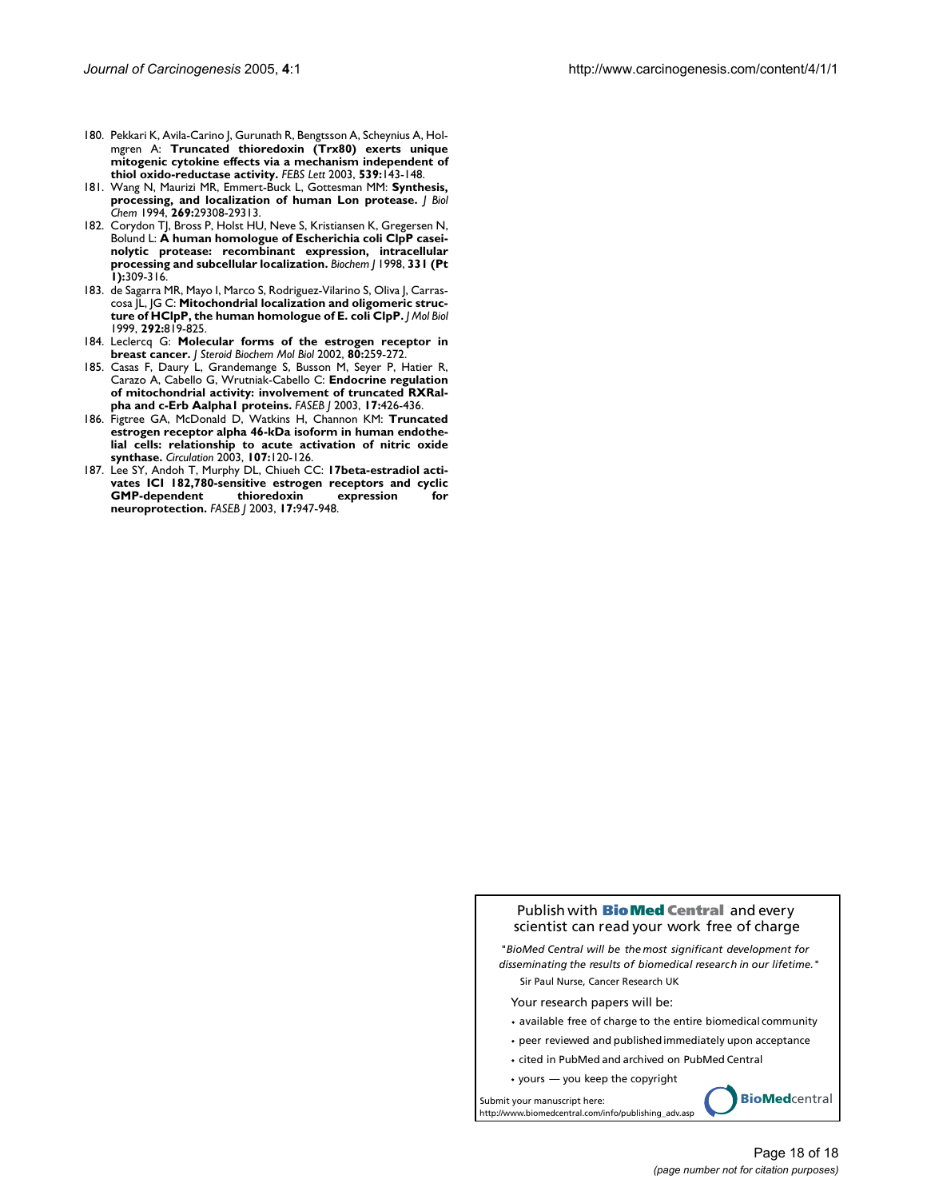180. Pekkari K, Avila-Carino J, Gurunath R, Bengtsson A, Scheynius A, Holmgren A: **Truncated thioredoxin (Trx80) exerts unique mitogenic cytokine effects via a mechanism independent of thiol oxido-reductase activity.** *FEBS Lett* 2003, **539:**143-148.
181. Wang N, Maurizi MR, Emmert-Buck L, Gottesman MM: **Synthesis, processing, and localization of human Lon protease.** *J Biol Chem* 1994, **269:**29308-29313.
182. Corydon TJ, Bross P, Holst HU, Neve S, Kristiansen K, Gregersen N, Bolund L: **A human homologue of Escherichia coli ClpP caseinolytic protease: recombinant expression, intracellular processing and subcellular localization.** *Biochem J* 1998, **331 (Pt 1):**309-316.
183. de Sagarra MR, Mayo I, Marco S, Rodriguez-Vilarino S, Oliva J, Carrascosa JL, JG C: **Mitochondrial localization and oligomeric structure of HClpP, the human homologue of E. coli ClpP.** *J Mol Biol* 1999, **292:**819-825.
184. Leclercq G: **Molecular forms of the estrogen receptor in breast cancer.** *J Steroid Biochem Mol Biol* 2002, **80:**259-272.
185. Casas F, Daury L, Grandemange S, Busson M, Seyer P, Hatier R, Carazo A, Cabello G, Wrutniak-Cabello C: **Endocrine regulation of mitochondrial activity: involvement of truncated RXRalpha and c-Erb Aalpha1 proteins.** *FASEB J* 2003, **17:**426-436.
186. Figtree GA, McDonald D, Watkins H, Channon KM: **Truncated estrogen receptor alpha 46-kDa isoform in human endothelial cells: relationship to acute activation of nitric oxide synthase.** *Circulation* 2003, **107:**120-126.
187. Lee SY, Andoh T, Murphy DL, Chiueh CC: **17beta-estradiol activates ICI 182,780-sensitive estrogen receptors and cyclic GMP-dependent thioredoxin expression for neuroprotection.** *FASEB J* 2003, **17:**947-948.

Publish with **BioMed Central** and every scientist can read your work free of charge

*"BioMed Central will be the most significant development for disseminating the results of biomedical research in our lifetime."*
Sir Paul Nurse, Cancer Research UK

Your research papers will be:

- available free of charge to the entire biomedical community
- peer reviewed and published immediately upon acceptance
- cited in PubMed and archived on PubMed Central
- yours — you keep the copyright

Submit your manuscript here:
http://www.biomedcentral.com/info/publishing_adv.asp

**BioMed**central